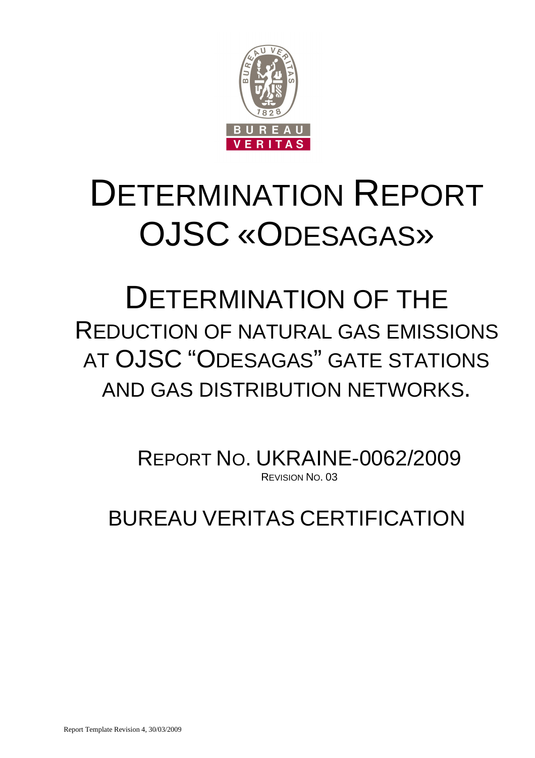# DETERMINATION REPORT OJSC «ODESAGAS»

## DETERMINATION OF THE REDUCTION OF NATURAL GAS EMISSIONS AT OJSC "ODESAGAS" GATE STATIONS AND GAS DISTRIBUTION NETWORKS.

REPORT NO. UKRAINE-0062/2009

REVISION NO. 03

BUREAU VERITAS CERTIFICATION

Report Template Revision 4, 30/03/2009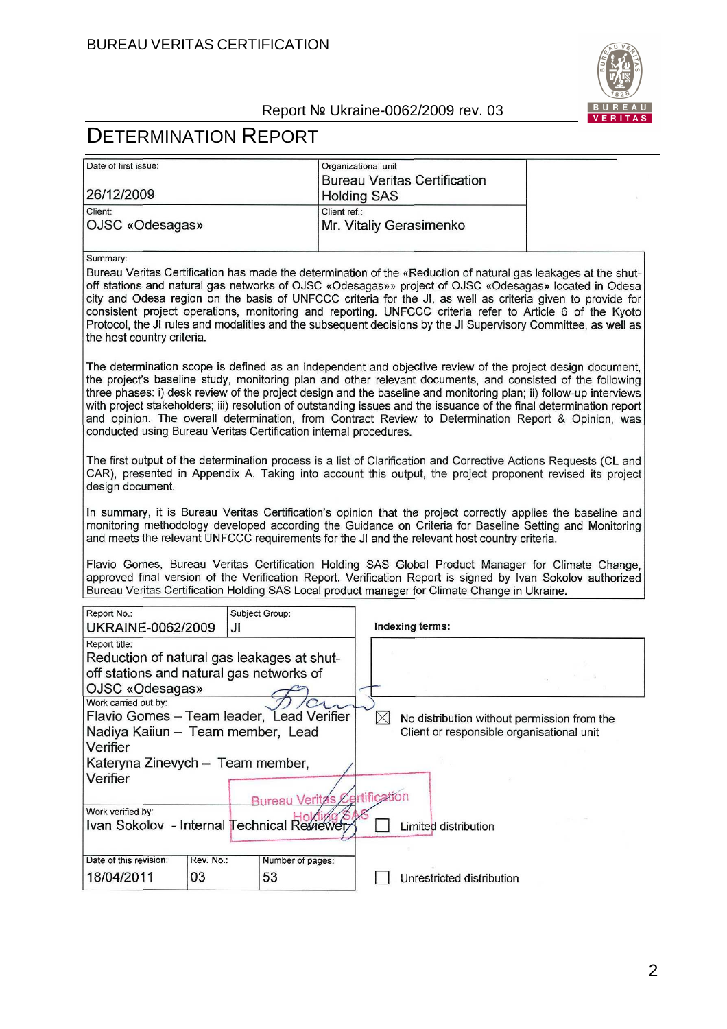# DETERMINATION REPORT

| Date of first issue: 26/12/2009 | Organizational unit: Bureau Veritas Certification Holding SAS | |
|---|---|---|
| Client: OJSC «Odesagas» | Client ref.: Mr. Vitaliy Gerasimenko | |

Summary:

Bureau Veritas Certification has made the determination of the «Reduction of natural gas leakages at the shut-off stations and natural gas networks of OJSC «Odesagas»» project of OJSC «Odesagas» located in Odesa city and Odesa region on the basis of UNFCCC criteria for the JI, as well as criteria given to provide for consistent project operations, monitoring and reporting. UNFCCC criteria refer to Article 6 of the Kyoto Protocol, the JI rules and modalities and the subsequent decisions by the JI Supervisory Committee, as well as the host country criteria.

The determination scope is defined as an independent and objective review of the project design document, the project's baseline study, monitoring plan and other relevant documents, and consisted of the following three phases: i) desk review of the project design and the baseline and monitoring plan; ii) follow-up interviews with project stakeholders; iii) resolution of outstanding issues and the issuance of the final determination report and opinion. The overall determination, from Contract Review to Determination Report & Opinion, was conducted using Bureau Veritas Certification internal procedures.

The first output of the determination process is a list of Clarification and Corrective Actions Requests (CL and CAR), presented in Appendix A. Taking into account this output, the project proponent revised its project design document.

In summary, it is Bureau Veritas Certification's opinion that the project correctly applies the baseline and monitoring methodology developed according the Guidance on Criteria for Baseline Setting and Monitoring and meets the relevant UNFCCC requirements for the JI and the relevant host country criteria.

Flavio Gomes, Bureau Veritas Certification Holding SAS Global Product Manager for Climate Change, approved final version of the Verification Report. Verification Report is signed by Ivan Sokolov authorized Bureau Veritas Certification Holding SAS Local product manager for Climate Change in Ukraine.

| Report No.: UKRAINE-0062/2009 | Subject Group: JI | Indexing terms: |
|---|---|---|
| Report title: Reduction of natural gas leakages at shut-off stations and natural gas networks of OJSC «Odesagas» | | |
| Work carried out by: Flavio Gomes – Team leader, Lead Verifier; Nadiya Kaiiun – Team member, Lead Verifier; Kateryna Zinevych – Team member, Verifier | | ☒ No distribution without permission from the Client or responsible organisational unit |
| Work verified by: Ivan Sokolov - Internal Technical Reviewer | | ☐ Limited distribution |
| Date of this revision: 18/04/2011 | Rev. No.: 03 / Number of pages: 53 | ☐ Unrestricted distribution |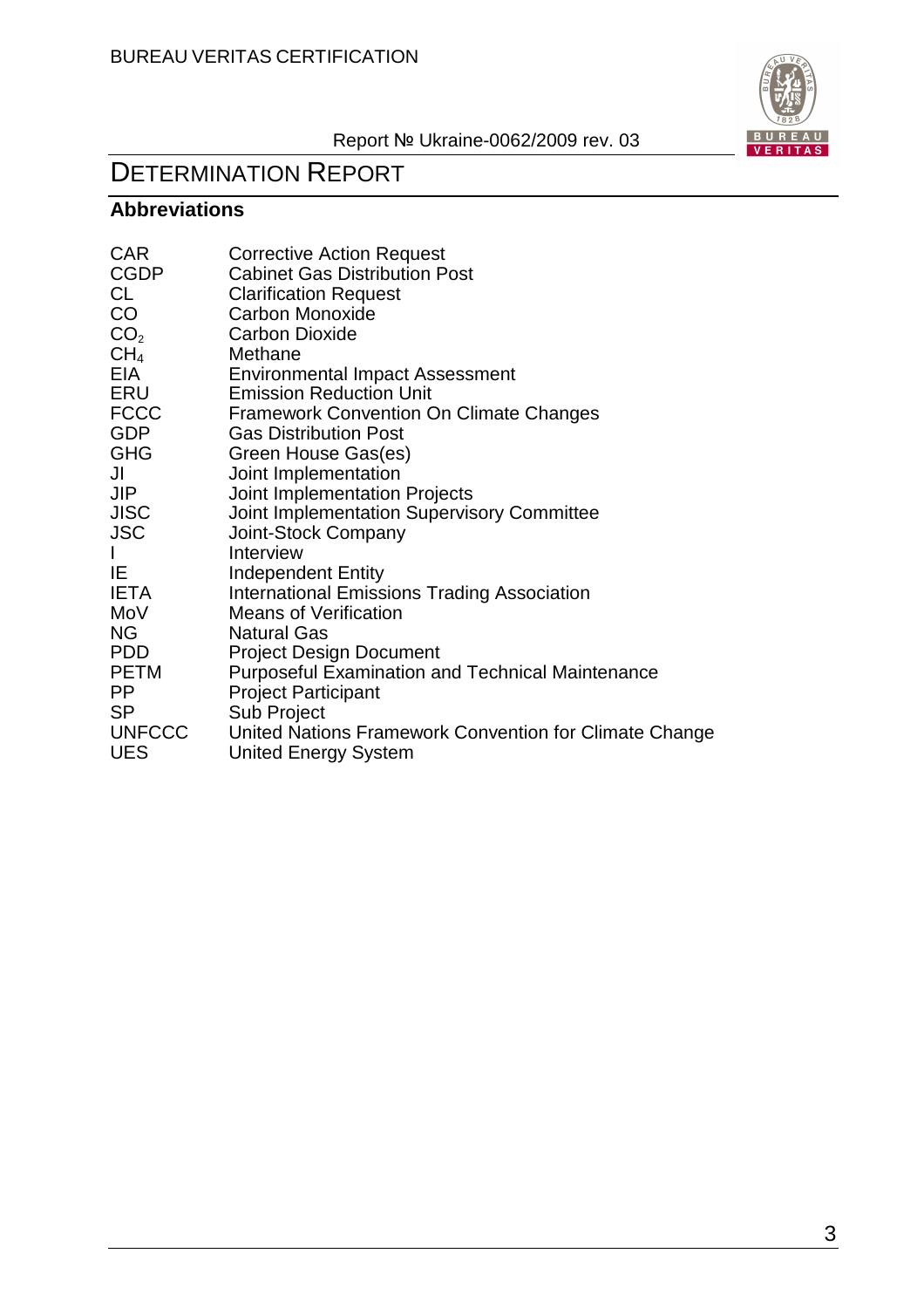# DETERMINATION REPORT

## Abbreviations

| | |
|---|---|
| CAR | Corrective Action Request |
| CGDP | Cabinet Gas Distribution Post |
| CL | Clarification Request |
| CO | Carbon Monoxide |
| $CO_2$ | Carbon Dioxide |
| $CH_4$ | Methane |
| EIA | Environmental Impact Assessment |
| ERU | Emission Reduction Unit |
| FCCC | Framework Convention On Climate Changes |
| GDP | Gas Distribution Post |
| GHG | Green House Gas(es) |
| JI | Joint Implementation |
| JIP | Joint Implementation Projects |
| JISC | Joint Implementation Supervisory Committee |
| JSC | Joint-Stock Company |
| I | Interview |
| IE | Independent Entity |
| IETA | International Emissions Trading Association |
| MoV | Means of Verification |
| NG | Natural Gas |
| PDD | Project Design Document |
| PETM | Purposeful Examination and Technical Maintenance |
| PP | Project Participant |
| SP | Sub Project |
| UNFCCC | United Nations Framework Convention for Climate Change |
| UES | United Energy System |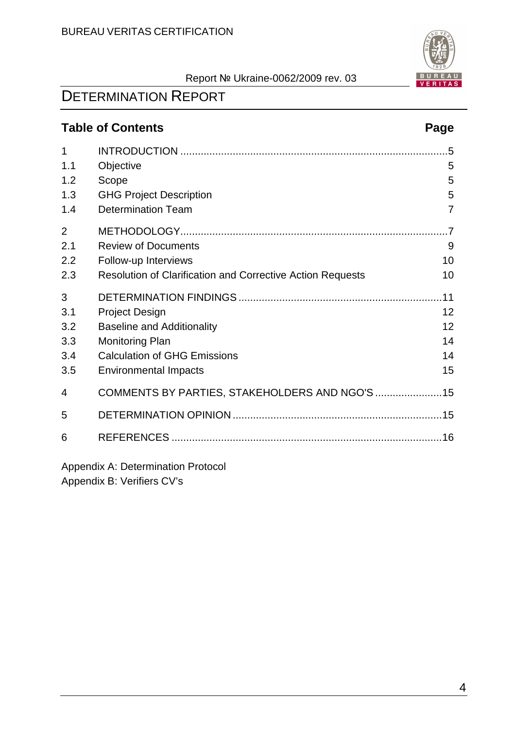## Table of Contents

| | | Page |
|---|---|---|
| 1 | INTRODUCTION | 5 |
| 1.1 | Objective | 5 |
| 1.2 | Scope | 5 |
| 1.3 | GHG Project Description | 5 |
| 1.4 | Determination Team | 7 |
| 2 | METHODOLOGY | 7 |
| 2.1 | Review of Documents | 9 |
| 2.2 | Follow-up Interviews | 10 |
| 2.3 | Resolution of Clarification and Corrective Action Requests | 10 |
| 3 | DETERMINATION FINDINGS | 11 |
| 3.1 | Project Design | 12 |
| 3.2 | Baseline and Additionality | 12 |
| 3.3 | Monitoring Plan | 14 |
| 3.4 | Calculation of GHG Emissions | 14 |
| 3.5 | Environmental Impacts | 15 |
| 4 | COMMENTS BY PARTIES, STAKEHOLDERS AND NGO'S | 15 |
| 5 | DETERMINATION OPINION | 15 |
| 6 | REFERENCES | 16 |

Appendix A: Determination Protocol
Appendix B: Verifiers CV's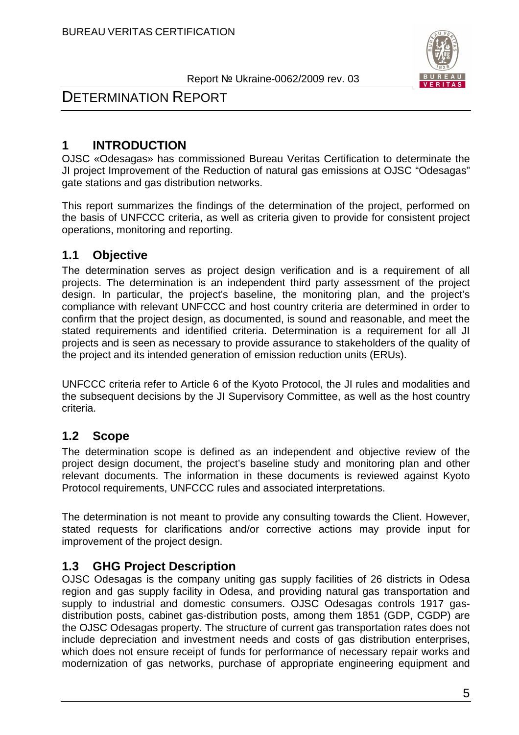# 1 INTRODUCTION

OJSC «Odesagas» has commissioned Bureau Veritas Certification to determinate the JI project Improvement of the Reduction of natural gas emissions at OJSC "Odesagas" gate stations and gas distribution networks.

This report summarizes the findings of the determination of the project, performed on the basis of UNFCCC criteria, as well as criteria given to provide for consistent project operations, monitoring and reporting.

## 1.1 Objective

The determination serves as project design verification and is a requirement of all projects. The determination is an independent third party assessment of the project design. In particular, the project's baseline, the monitoring plan, and the project's compliance with relevant UNFCCC and host country criteria are determined in order to confirm that the project design, as documented, is sound and reasonable, and meet the stated requirements and identified criteria. Determination is a requirement for all JI projects and is seen as necessary to provide assurance to stakeholders of the quality of the project and its intended generation of emission reduction units (ERUs).

UNFCCC criteria refer to Article 6 of the Kyoto Protocol, the JI rules and modalities and the subsequent decisions by the JI Supervisory Committee, as well as the host country criteria.

## 1.2 Scope

The determination scope is defined as an independent and objective review of the project design document, the project's baseline study and monitoring plan and other relevant documents. The information in these documents is reviewed against Kyoto Protocol requirements, UNFCCC rules and associated interpretations.

The determination is not meant to provide any consulting towards the Client. However, stated requests for clarifications and/or corrective actions may provide input for improvement of the project design.

## 1.3 GHG Project Description

OJSC Odesagas is the company uniting gas supply facilities of 26 districts in Odesa region and gas supply facility in Odesa, and providing natural gas transportation and supply to industrial and domestic consumers. OJSC Odesagas controls 1917 gas-distribution posts, cabinet gas-distribution posts, among them 1851 (GDP, CGDP) are the OJSC Odesagas property. The structure of current gas transportation rates does not include depreciation and investment needs and costs of gas distribution enterprises, which does not ensure receipt of funds for performance of necessary repair works and modernization of gas networks, purchase of appropriate engineering equipment and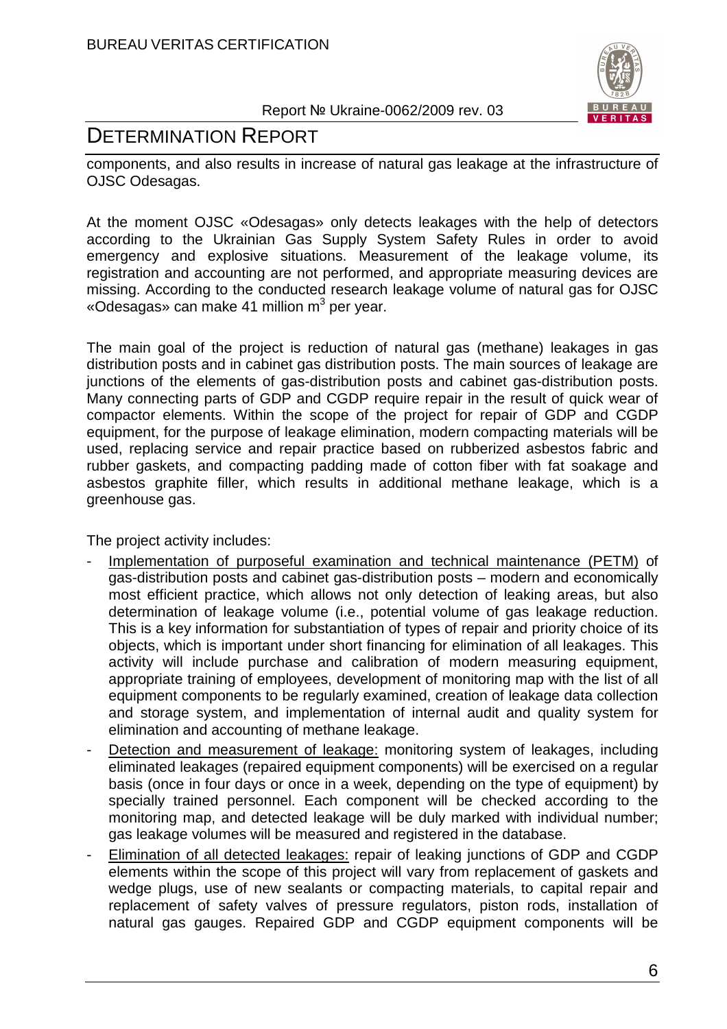components, and also results in increase of natural gas leakage at the infrastructure of OJSC Odesagas.

At the moment OJSC «Odesagas» only detects leakages with the help of detectors according to the Ukrainian Gas Supply System Safety Rules in order to avoid emergency and explosive situations. Measurement of the leakage volume, its registration and accounting are not performed, and appropriate measuring devices are missing. According to the conducted research leakage volume of natural gas for OJSC «Odesagas» can make 41 million $m^3$ per year.

The main goal of the project is reduction of natural gas (methane) leakages in gas distribution posts and in cabinet gas distribution posts. The main sources of leakage are junctions of the elements of gas-distribution posts and cabinet gas-distribution posts. Many connecting parts of GDP and CGDP require repair in the result of quick wear of compactor elements. Within the scope of the project for repair of GDP and CGDP equipment, for the purpose of leakage elimination, modern compacting materials will be used, replacing service and repair practice based on rubberized asbestos fabric and rubber gaskets, and compacting padding made of cotton fiber with fat soakage and asbestos graphite filler, which results in additional methane leakage, which is a greenhouse gas.

The project activity includes:

- Implementation of purposeful examination and technical maintenance (PETM) of gas-distribution posts and cabinet gas-distribution posts – modern and economically most efficient practice, which allows not only detection of leaking areas, but also determination of leakage volume (i.e., potential volume of gas leakage reduction. This is a key information for substantiation of types of repair and priority choice of its objects, which is important under short financing for elimination of all leakages. This activity will include purchase and calibration of modern measuring equipment, appropriate training of employees, development of monitoring map with the list of all equipment components to be regularly examined, creation of leakage data collection and storage system, and implementation of internal audit and quality system for elimination and accounting of methane leakage.
- Detection and measurement of leakage: monitoring system of leakages, including eliminated leakages (repaired equipment components) will be exercised on a regular basis (once in four days or once in a week, depending on the type of equipment) by specially trained personnel. Each component will be checked according to the monitoring map, and detected leakage will be duly marked with individual number; gas leakage volumes will be measured and registered in the database.
- Elimination of all detected leakages: repair of leaking junctions of GDP and CGDP elements within the scope of this project will vary from replacement of gaskets and wedge plugs, use of new sealants or compacting materials, to capital repair and replacement of safety valves of pressure regulators, piston rods, installation of natural gas gauges. Repaired GDP and CGDP equipment components will be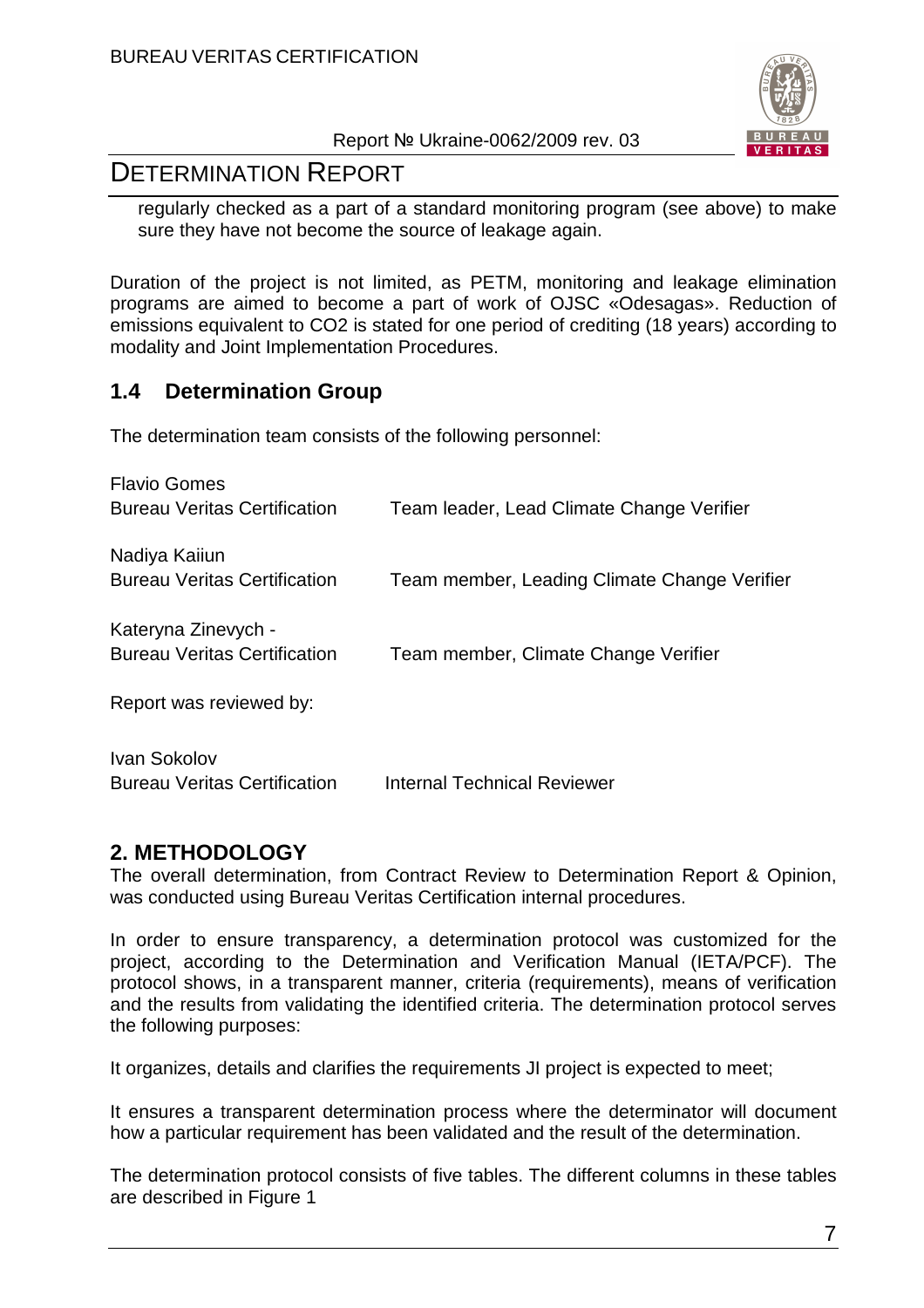regularly checked as a part of a standard monitoring program (see above) to make sure they have not become the source of leakage again.

Duration of the project is not limited, as PETM, monitoring and leakage elimination programs are aimed to become a part of work of OJSC «Odesagas». Reduction of emissions equivalent to CO2 is stated for one period of crediting (18 years) according to modality and Joint Implementation Procedures.

## 1.4 Determination Group

The determination team consists of the following personnel:

| | |
|---|---|
| Flavio Gomes<br>Bureau Veritas Certification | Team leader, Lead Climate Change Verifier |
| Nadiya Kaiiun<br>Bureau Veritas Certification | Team member, Leading Climate Change Verifier |
| Kateryna Zinevych -<br>Bureau Veritas Certification | Team member, Climate Change Verifier |

Report was reviewed by:

| | |
|---|---|
| Ivan Sokolov<br>Bureau Veritas Certification | Internal Technical Reviewer |

## 2. METHODOLOGY

The overall determination, from Contract Review to Determination Report & Opinion, was conducted using Bureau Veritas Certification internal procedures.

In order to ensure transparency, a determination protocol was customized for the project, according to the Determination and Verification Manual (IETA/PCF). The protocol shows, in a transparent manner, criteria (requirements), means of verification and the results from validating the identified criteria. The determination protocol serves the following purposes:

It organizes, details and clarifies the requirements JI project is expected to meet;

It ensures a transparent determination process where the determinator will document how a particular requirement has been validated and the result of the determination.

The determination protocol consists of five tables. The different columns in these tables are described in Figure 1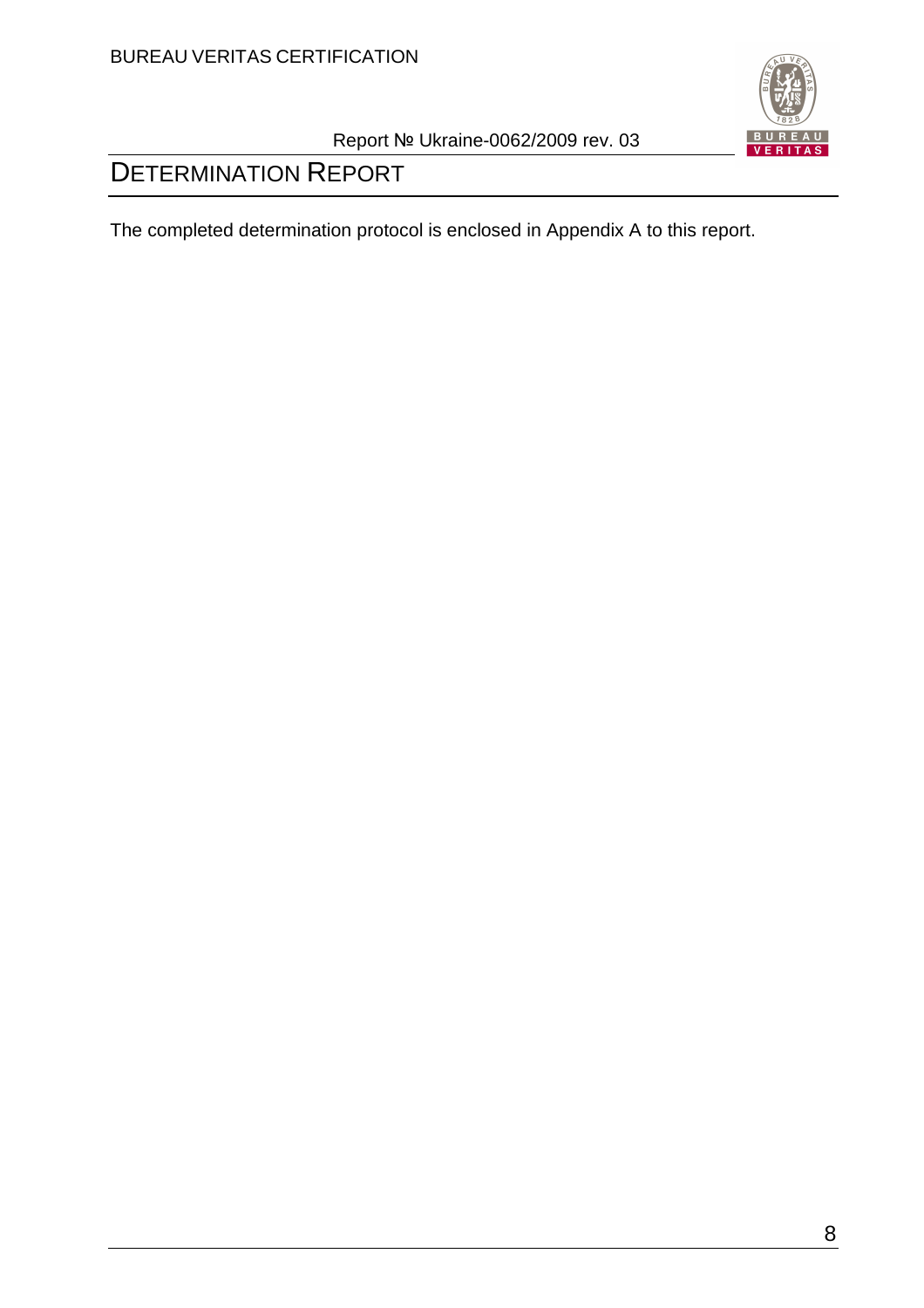The completed determination protocol is enclosed in Appendix A to this report.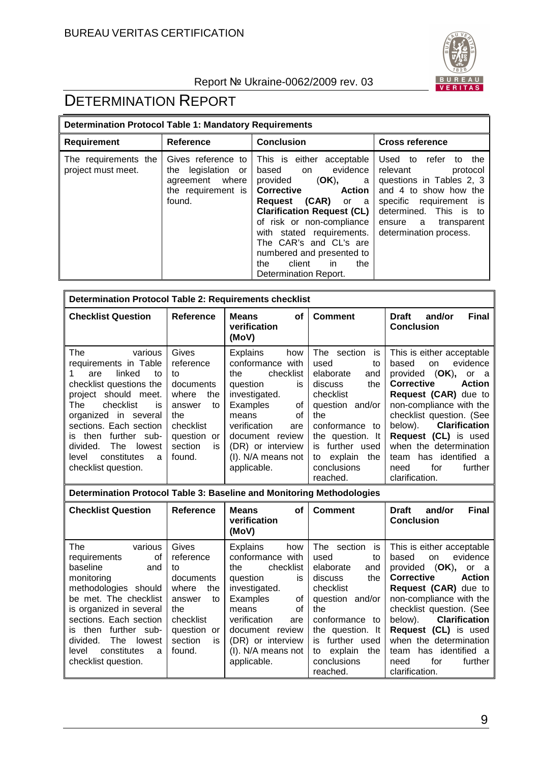# DETERMINATION REPORT

| Determination Protocol Table 1: Mandatory Requirements | | | |
|---|---|---|---|
| **Requirement** | **Reference** | **Conclusion** | **Cross reference** |
| The requirements the project must meet. | Gives reference to the legislation or agreement where the requirement is found. | This is either acceptable based on evidence provided (**OK**), a **Corrective Action Request (CAR)** or a **Clarification Request (CL)** of risk or non-compliance with stated requirements. The CAR's and CL's are numbered and presented to the client in the Determination Report. | Used to refer to the relevant protocol questions in Tables 2, 3 and 4 to show how the specific requirement is determined. This is to ensure a transparent determination process. |

| Determination Protocol Table 2: Requirements checklist | | | | |
|---|---|---|---|---|
| **Checklist Question** | **Reference** | **Means of verification (MoV)** | **Comment** | **Draft and/or Final Conclusion** |
| The various requirements in Table 1 are linked to checklist questions the project should meet. The checklist is organized in several sections. Each section is then further sub-divided. The lowest level constitutes a checklist question. | Gives reference to documents where the answer to the checklist question or section is found. | Explains how conformance with the checklist question is investigated. Examples of means of verification are document review (DR) or interview (I). N/A means not applicable. | The section is used to elaborate and discuss the checklist question and/or the conformance to the question. It is further used to explain the conclusions reached. | This is either acceptable based on evidence provided (**OK**), or a **Corrective Action Request (CAR)** due to non-compliance with the checklist question. (See below). **Clarification Request (CL)** is used when the determination team has identified a need for further clarification. |

| Determination Protocol Table 3: Baseline and Monitoring Methodologies | | | | |
|---|---|---|---|---|
| **Checklist Question** | **Reference** | **Means of verification (MoV)** | **Comment** | **Draft and/or Final Conclusion** |
| The various requirements of baseline and monitoring methodologies should be met. The checklist is organized in several sections. Each section is then further sub-divided. The lowest level constitutes a checklist question. | Gives reference to documents where the answer to the checklist question or section is found. | Explains how conformance with the checklist question is investigated. Examples of means of verification are document review (DR) or interview (I). N/A means not applicable. | The section is used to elaborate and discuss the checklist question and/or the conformance to the question. It is further used to explain the conclusions reached. | This is either acceptable based on evidence provided (**OK**), or a **Corrective Action Request (CAR)** due to non-compliance with the checklist question. (See below). **Clarification Request (CL)** is used when the determination team has identified a need for further clarification. |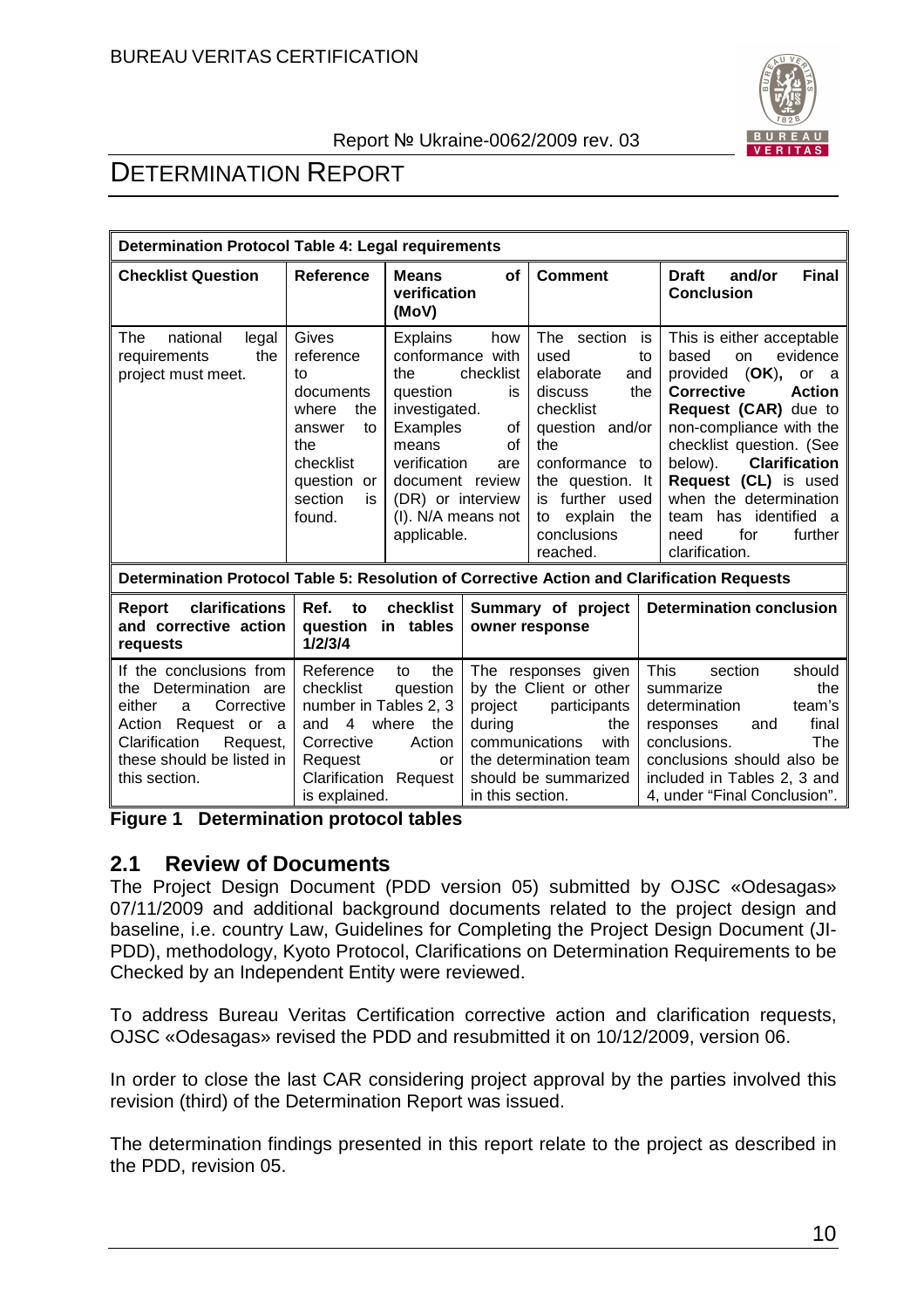| Determination Protocol Table 4: Legal requirements | | | | |
|---|---|---|---|---|
| **Checklist Question** | **Reference** | **Means of verification (MoV)** | **Comment** | **Draft and/or Final Conclusion** |
| The national legal requirements the project must meet. | Gives reference to documents where the answer to the checklist question or section is found. | Explains how conformance with the checklist question is investigated. Examples of means of verification are document review (DR) or interview (I). N/A means not applicable. | The section is used to elaborate and discuss the checklist question and/or the conformance to the question. It is further used to explain the conclusions reached. | This is either acceptable based on evidence provided (**OK**), or a **Corrective Action Request (CAR)** due to non-compliance with the checklist question. (See below). **Clarification Request (CL)** is used when the determination team has identified a need for further clarification. |

| Determination Protocol Table 5: Resolution of Corrective Action and Clarification Requests | | | |
|---|---|---|---|
| **Report clarifications and corrective action requests** | **Ref. to checklist question in tables 1/2/3/4** | **Summary of project owner response** | **Determination conclusion** |
| If the conclusions from the Determination are either a Corrective Action Request or a Clarification Request, these should be listed in this section. | Reference to the checklist question number in Tables 2, 3 and 4 where the Corrective Action Request or Clarification Request is explained. | The responses given by the Client or other project participants during the communications with the determination team should be summarized in this section. | This section should summarize the determination team's responses and final conclusions. The conclusions should also be included in Tables 2, 3 and 4, under "Final Conclusion". |

**Figure 1 Determination protocol tables**

## 2.1 Review of Documents

The Project Design Document (PDD version 05) submitted by OJSC «Odesagas» 07/11/2009 and additional background documents related to the project design and baseline, i.e. country Law, Guidelines for Completing the Project Design Document (JI-PDD), methodology, Kyoto Protocol, Clarifications on Determination Requirements to be Checked by an Independent Entity were reviewed.

To address Bureau Veritas Certification corrective action and clarification requests, OJSC «Odesagas» revised the PDD and resubmitted it on 10/12/2009, version 06.

In order to close the last CAR considering project approval by the parties involved this revision (third) of the Determination Report was issued.

The determination findings presented in this report relate to the project as described in the PDD, revision 05.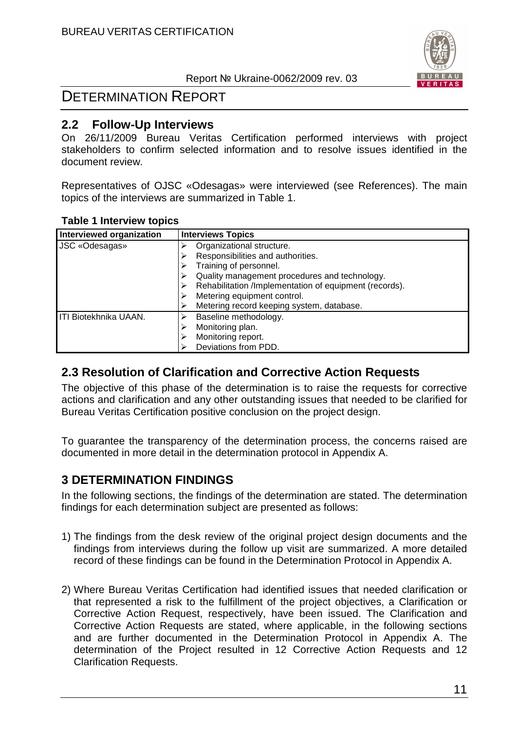## 2.2 Follow-Up Interviews

On 26/11/2009 Bureau Veritas Certification performed interviews with project stakeholders to confirm selected information and to resolve issues identified in the document review.

Representatives of OJSC «Odesagas» were interviewed (see References). The main topics of the interviews are summarized in Table 1.

**Table 1 Interview topics**

| Interviewed organization | Interviews Topics |
|---|---|
| JSC «Odesagas» | ➢ Organizational structure.<br>➢ Responsibilities and authorities.<br>➢ Training of personnel.<br>➢ Quality management procedures and technology.<br>➢ Rehabilitation /Implementation of equipment (records).<br>➢ Metering equipment control.<br>➢ Metering record keeping system, database. |
| ITI Biotekhnika UAAN. | ➢ Baseline methodology.<br>➢ Monitoring plan.<br>➢ Monitoring report.<br>➢ Deviations from PDD. |

## 2.3 Resolution of Clarification and Corrective Action Requests

The objective of this phase of the determination is to raise the requests for corrective actions and clarification and any other outstanding issues that needed to be clarified for Bureau Veritas Certification positive conclusion on the project design.

To guarantee the transparency of the determination process, the concerns raised are documented in more detail in the determination protocol in Appendix A.

# 3 DETERMINATION FINDINGS

In the following sections, the findings of the determination are stated. The determination findings for each determination subject are presented as follows:

1) The findings from the desk review of the original project design documents and the findings from interviews during the follow up visit are summarized. A more detailed record of these findings can be found in the Determination Protocol in Appendix A.

2) Where Bureau Veritas Certification had identified issues that needed clarification or that represented a risk to the fulfillment of the project objectives, a Clarification or Corrective Action Request, respectively, have been issued. The Clarification and Corrective Action Requests are stated, where applicable, in the following sections and are further documented in the Determination Protocol in Appendix A. The determination of the Project resulted in 12 Corrective Action Requests and 12 Clarification Requests.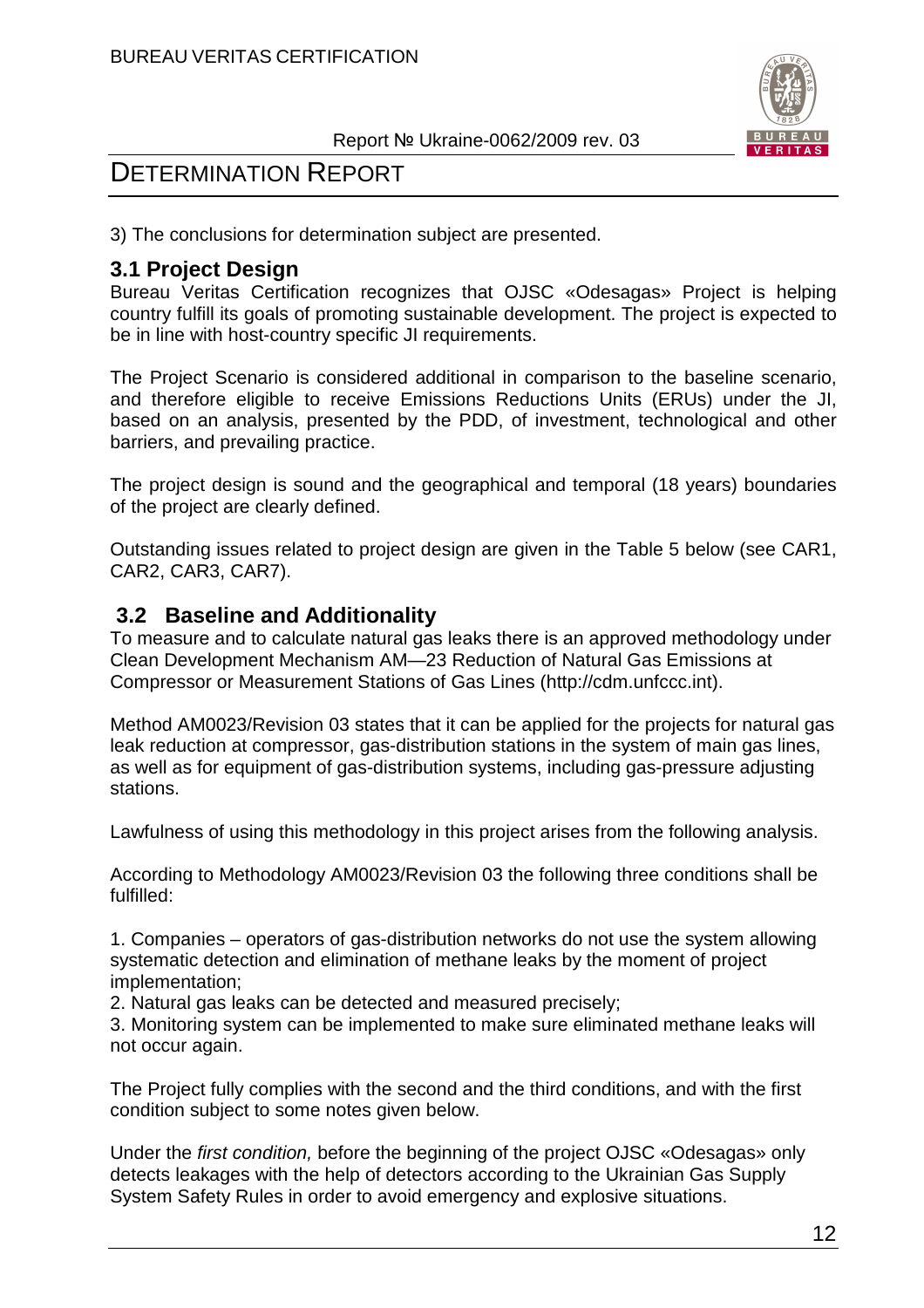3) The conclusions for determination subject are presented.

## 3.1 Project Design

Bureau Veritas Certification recognizes that OJSC «Odesagas» Project is helping country fulfill its goals of promoting sustainable development. The project is expected to be in line with host-country specific JI requirements.

The Project Scenario is considered additional in comparison to the baseline scenario, and therefore eligible to receive Emissions Reductions Units (ERUs) under the JI, based on an analysis, presented by the PDD, of investment, technological and other barriers, and prevailing practice.

The project design is sound and the geographical and temporal (18 years) boundaries of the project are clearly defined.

Outstanding issues related to project design are given in the Table 5 below (see CAR1, CAR2, CAR3, CAR7).

## 3.2 Baseline and Additionality

To measure and to calculate natural gas leaks there is an approved methodology under Clean Development Mechanism AM—23 Reduction of Natural Gas Emissions at Compressor or Measurement Stations of Gas Lines (http://cdm.unfccc.int).

Method AM0023/Revision 03 states that it can be applied for the projects for natural gas leak reduction at compressor, gas-distribution stations in the system of main gas lines, as well as for equipment of gas-distribution systems, including gas-pressure adjusting stations.

Lawfulness of using this methodology in this project arises from the following analysis.

According to Methodology AM0023/Revision 03 the following three conditions shall be fulfilled:

1. Companies – operators of gas-distribution networks do not use the system allowing systematic detection and elimination of methane leaks by the moment of project implementation;
2. Natural gas leaks can be detected and measured precisely;
3. Monitoring system can be implemented to make sure eliminated methane leaks will not occur again.

The Project fully complies with the second and the third conditions, and with the first condition subject to some notes given below.

Under the *first condition,* before the beginning of the project OJSC «Odesagas» only detects leakages with the help of detectors according to the Ukrainian Gas Supply System Safety Rules in order to avoid emergency and explosive situations.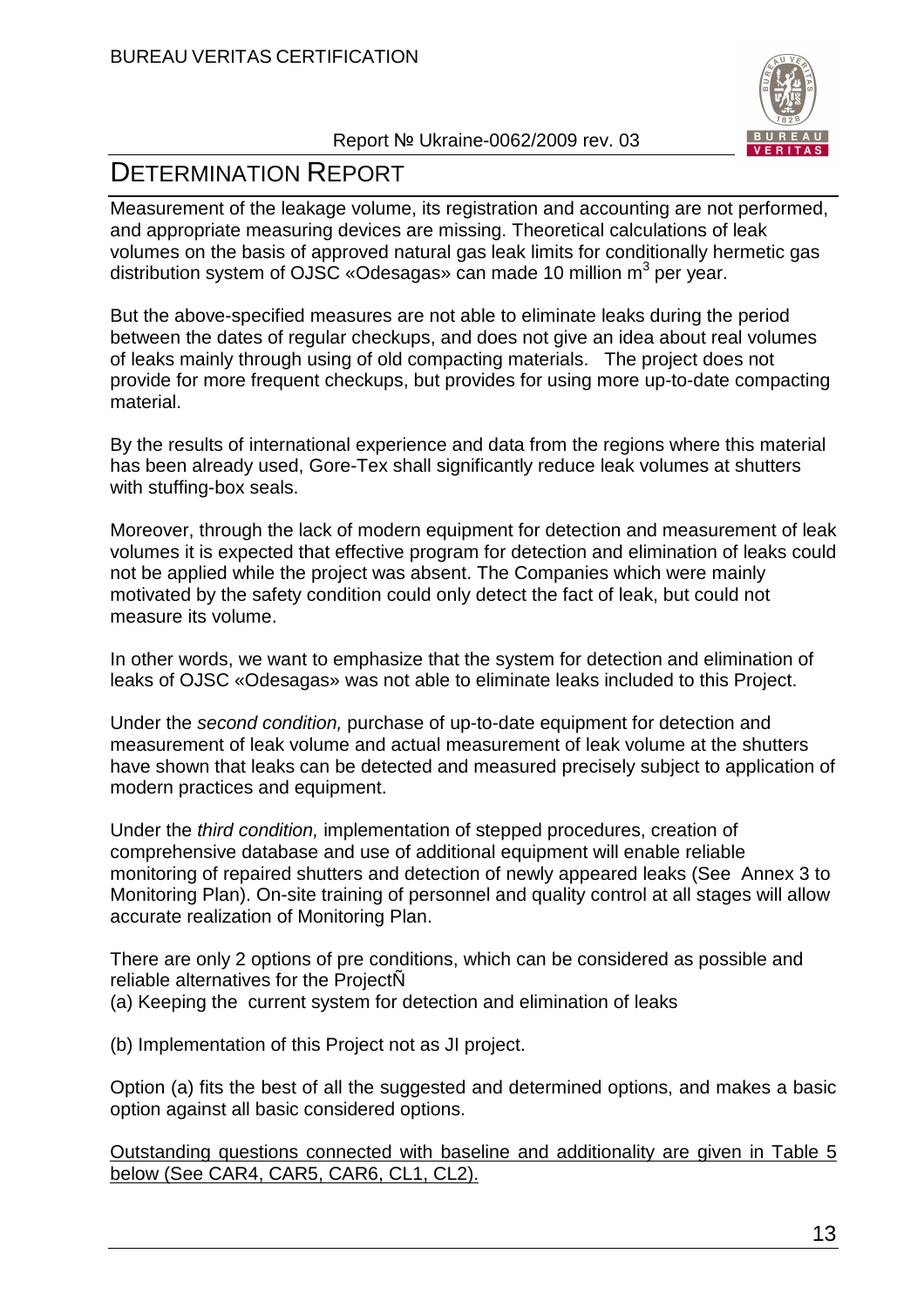Measurement of the leakage volume, its registration and accounting are not performed, and appropriate measuring devices are missing. Theoretical calculations of leak volumes on the basis of approved natural gas leak limits for conditionally hermetic gas distribution system of OJSC «Odesagas» can made 10 million m$^3$ per year.

But the above-specified measures are not able to eliminate leaks during the period between the dates of regular checkups, and does not give an idea about real volumes of leaks mainly through using of old compacting materials. The project does not provide for more frequent checkups, but provides for using more up-to-date compacting material.

By the results of international experience and data from the regions where this material has been already used, Gore-Tex shall significantly reduce leak volumes at shutters with stuffing-box seals.

Moreover, through the lack of modern equipment for detection and measurement of leak volumes it is expected that effective program for detection and elimination of leaks could not be applied while the project was absent. The Companies which were mainly motivated by the safety condition could only detect the fact of leak, but could not measure its volume.

In other words, we want to emphasize that the system for detection and elimination of leaks of OJSC «Odesagas» was not able to eliminate leaks included to this Project.

Under the *second condition,* purchase of up-to-date equipment for detection and measurement of leak volume and actual measurement of leak volume at the shutters have shown that leaks can be detected and measured precisely subject to application of modern practices and equipment.

Under the *third condition,* implementation of stepped procedures, creation of comprehensive database and use of additional equipment will enable reliable monitoring of repaired shutters and detection of newly appeared leaks (See Annex 3 to Monitoring Plan). On-site training of personnel and quality control at all stages will allow accurate realization of Monitoring Plan.

There are only 2 options of pre conditions, which can be considered as possible and reliable alternatives for the ProjectÑ

(a) Keeping the current system for detection and elimination of leaks

(b) Implementation of this Project not as JI project.

Option (a) fits the best of all the suggested and determined options, and makes a basic option against all basic considered options.

<u>Outstanding questions connected with baseline and additionality are given in Table 5 below (See CAR4, CAR5, CAR6, CL1, CL2).</u>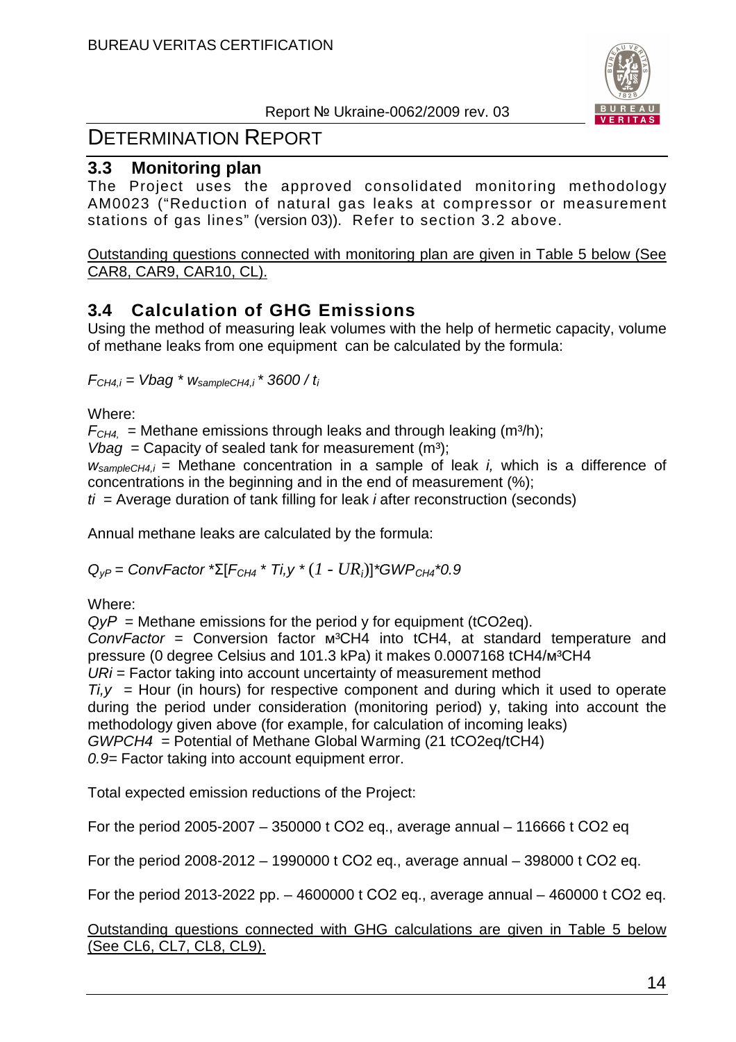## 3.3 Monitoring plan

The Project uses the approved consolidated monitoring methodology AM0023 ("Reduction of natural gas leaks at compressor or measurement stations of gas lines" (version 03)). Refer to section 3.2 above.

Outstanding questions connected with monitoring plan are given in Table 5 below (See CAR8, CAR9, CAR10, CL).

## 3.4 Calculation of GHG Emissions

Using the method of measuring leak volumes with the help of hermetic capacity, volume of methane leaks from one equipment can be calculated by the formula:

$$F_{CH4,i} = Vbag * w_{sampleCH4,i} * 3600 / t_i$$

Where:

$F_{CH4,}$ = Methane emissions through leaks and through leaking (m³/h);

$Vbag$ = Capacity of sealed tank for measurement (m³);

$w_{sampleCH4,i}$ = Methane concentration in a sample of leak $i$, which is a difference of concentrations in the beginning and in the end of measurement (%);

$ti$ = Average duration of tank filling for leak $i$ after reconstruction (seconds)

Annual methane leaks are calculated by the formula:

$$Q_{yP} = ConvFactor * \Sigma[F_{CH4} * Ti,y * (1 - UR_i)] * GWP_{CH4} * 0.9$$

Where:

$QyP$ = Methane emissions for the period y for equipment (tCO2eq).

$ConvFactor$ = Conversion factor м³CH4 into tCH4, at standard temperature and pressure (0 degree Celsius and 101.3 kPa) it makes 0.0007168 tCH4/м³CH4

$URi$ = Factor taking into account uncertainty of measurement method

$Ti,y$ = Hour (in hours) for respective component and during which it used to operate during the period under consideration (monitoring period) y, taking into account the methodology given above (for example, for calculation of incoming leaks)

$GWPCH4$ = Potential of Methane Global Warming (21 tCO2eq/tCH4)

$0.9$= Factor taking into account equipment error.

Total expected emission reductions of the Project:

For the period 2005-2007 – 350000 t CO2 eq., average annual – 116666 t CO2 eq

For the period 2008-2012 – 1990000 t CO2 eq., average annual – 398000 t CO2 eq.

For the period 2013-2022 pp. – 4600000 t CO2 eq., average annual – 460000 t CO2 eq.

Outstanding questions connected with GHG calculations are given in Table 5 below (See CL6, CL7, CL8, CL9).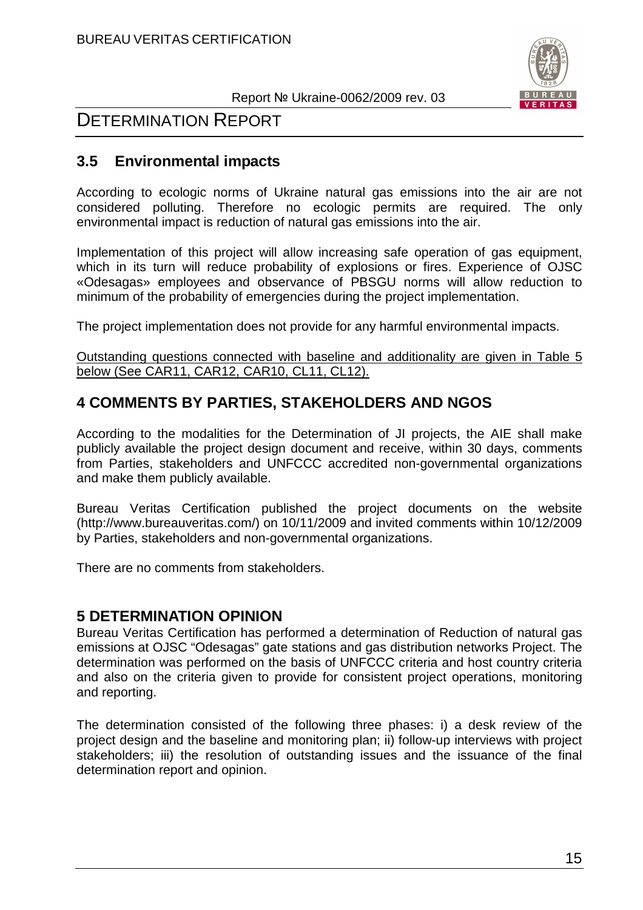### 3.5 Environmental impacts

According to ecologic norms of Ukraine natural gas emissions into the air are not considered polluting. Therefore no ecologic permits are required. The only environmental impact is reduction of natural gas emissions into the air.

Implementation of this project will allow increasing safe operation of gas equipment, which in its turn will reduce probability of explosions or fires. Experience of OJSC «Odesagas» employees and observance of PBSGU norms will allow reduction to minimum of the probability of emergencies during the project implementation.

The project implementation does not provide for any harmful environmental impacts.

<u>Outstanding questions connected with baseline and additionality are given in Table 5 below (See CAR11, CAR12, CAR10, CL11, CL12).</u>

## 4 COMMENTS BY PARTIES, STAKEHOLDERS AND NGOS

According to the modalities for the Determination of JI projects, the AIE shall make publicly available the project design document and receive, within 30 days, comments from Parties, stakeholders and UNFCCC accredited non-governmental organizations and make them publicly available.

Bureau Veritas Certification published the project documents on the website (http://www.bureauveritas.com/) on 10/11/2009 and invited comments within 10/12/2009 by Parties, stakeholders and non-governmental organizations.

There are no comments from stakeholders.

## 5 DETERMINATION OPINION

Bureau Veritas Certification has performed a determination of Reduction of natural gas emissions at OJSC "Odesagas" gate stations and gas distribution networks Project. The determination was performed on the basis of UNFCCC criteria and host country criteria and also on the criteria given to provide for consistent project operations, monitoring and reporting.

The determination consisted of the following three phases: i) a desk review of the project design and the baseline and monitoring plan; ii) follow-up interviews with project stakeholders; iii) the resolution of outstanding issues and the issuance of the final determination report and opinion.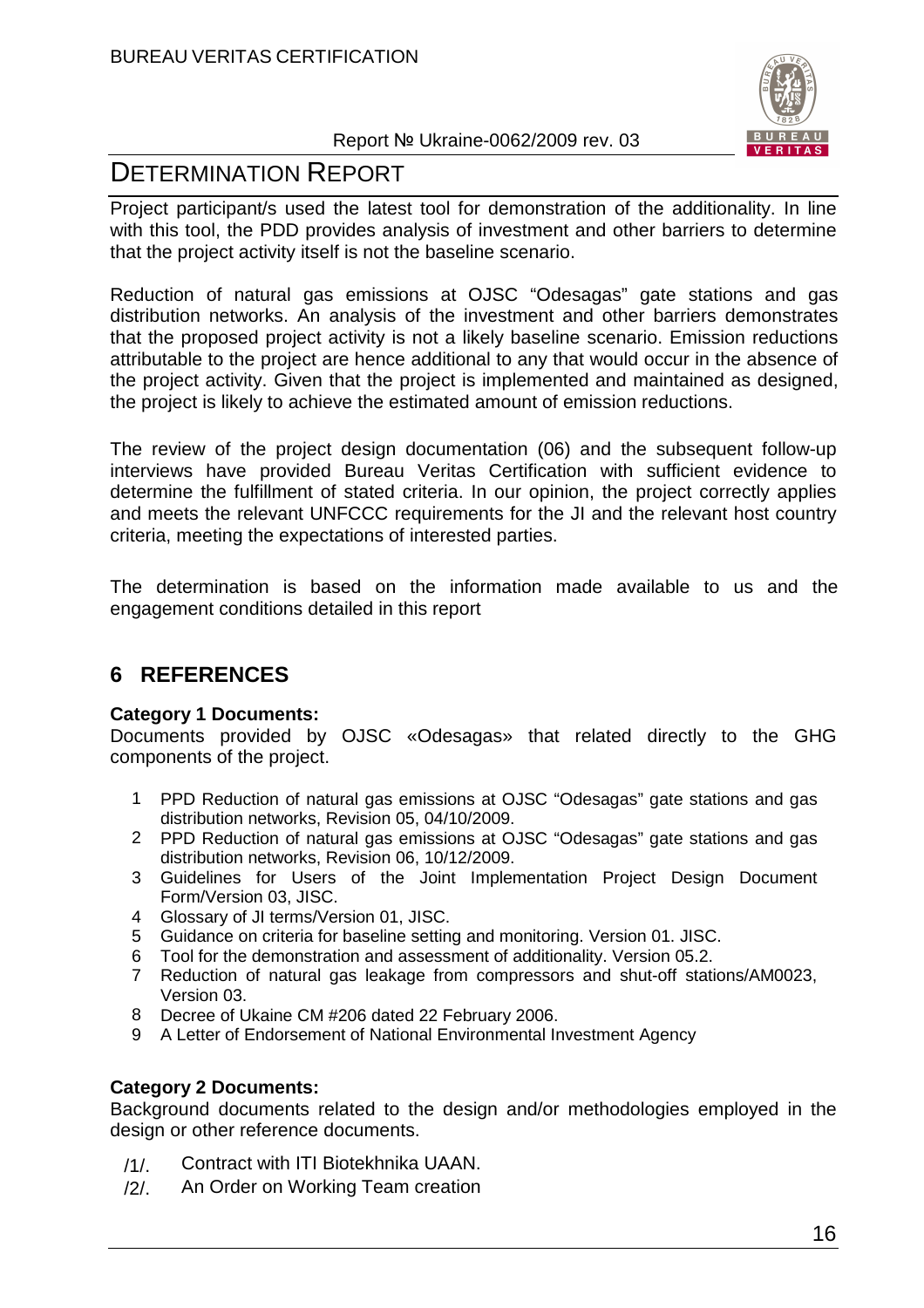Project participant/s used the latest tool for demonstration of the additionality. In line with this tool, the PDD provides analysis of investment and other barriers to determine that the project activity itself is not the baseline scenario.

Reduction of natural gas emissions at OJSC “Odesagas” gate stations and gas distribution networks. An analysis of the investment and other barriers demonstrates that the proposed project activity is not a likely baseline scenario. Emission reductions attributable to the project are hence additional to any that would occur in the absence of the project activity. Given that the project is implemented and maintained as designed, the project is likely to achieve the estimated amount of emission reductions.

The review of the project design documentation (06) and the subsequent follow-up interviews have provided Bureau Veritas Certification with sufficient evidence to determine the fulfillment of stated criteria. In our opinion, the project correctly applies and meets the relevant UNFCCC requirements for the JI and the relevant host country criteria, meeting the expectations of interested parties.

The determination is based on the information made available to us and the engagement conditions detailed in this report

## 6 REFERENCES

**Category 1 Documents:**

Documents provided by OJSC «Odesagas» that related directly to the GHG components of the project.

1. PPD Reduction of natural gas emissions at OJSC “Odesagas” gate stations and gas distribution networks, Revision 05, 04/10/2009.
2. PPD Reduction of natural gas emissions at OJSC “Odesagas” gate stations and gas distribution networks, Revision 06, 10/12/2009.
3. Guidelines for Users of the Joint Implementation Project Design Document Form/Version 03, JISC.
4. Glossary of JI terms/Version 01, JISC.
5. Guidance on criteria for baseline setting and monitoring. Version 01. JISC.
6. Tool for the demonstration and assessment of additionality. Version 05.2.
7. Reduction of natural gas leakage from compressors and shut-off stations/AM0023, Version 03.
8. Decree of Ukaine CM #206 dated 22 February 2006.
9. A Letter of Endorsement of National Environmental Investment Agency

**Category 2 Documents:**

Background documents related to the design and/or methodologies employed in the design or other reference documents.

/1/. Contract with ITI Biotekhnika UAAN.

/2/. An Order on Working Team creation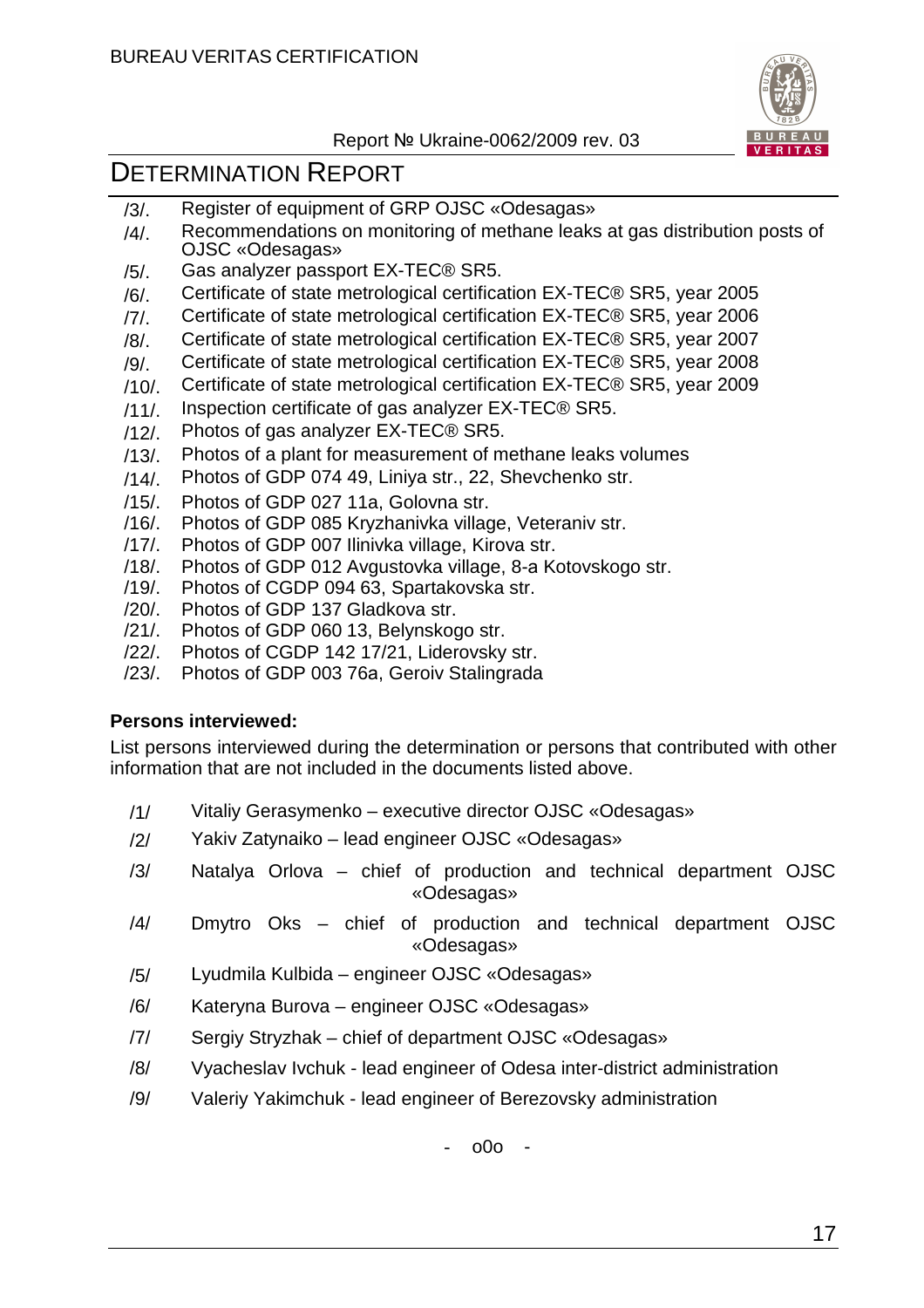/3/. Register of equipment of GRP OJSC «Odesagas»

/4/. Recommendations on monitoring of methane leaks at gas distribution posts of OJSC «Odesagas»

/5/. Gas analyzer passport EX-TEC® SR5.

/6/. Certificate of state metrological certification EX-TEC® SR5, year 2005

/7/. Certificate of state metrological certification EX-TEC® SR5, year 2006

/8/. Certificate of state metrological certification EX-TEC® SR5, year 2007

/9/. Certificate of state metrological certification EX-TEC® SR5, year 2008

/10/. Certificate of state metrological certification EX-TEC® SR5, year 2009

/11/. Inspection certificate of gas analyzer EX-TEC® SR5.

/12/. Photos of gas analyzer EX-TEC® SR5.

/13/. Photos of a plant for measurement of methane leaks volumes

/14/. Photos of GDP 074 49, Liniya str., 22, Shevchenko str.

/15/. Photos of GDP 027 11a, Golovna str.

/16/. Photos of GDP 085 Kryzhanivka village, Veteraniv str.

/17/. Photos of GDP 007 Ilinivka village, Kirova str.

/18/. Photos of GDP 012 Avgustovka village, 8-a Kotovskogo str.

/19/. Photos of CGDP 094 63, Spartakovska str.

/20/. Photos of GDP 137 Gladkova str.

/21/. Photos of GDP 060 13, Belynskogo str.

/22/. Photos of CGDP 142 17/21, Liderovsky str.

/23/. Photos of GDP 003 76a, Geroiv Stalingrada

**Persons interviewed:**

List persons interviewed during the determination or persons that contributed with other information that are not included in the documents listed above.

/1/ Vitaliy Gerasymenko – executive director OJSC «Odesagas»

/2/ Yakiv Zatynaiko – lead engineer OJSC «Odesagas»

/3/ Natalya Orlova – chief of production and technical department OJSC «Odesagas»

/4/ Dmytro Oks – chief of production and technical department OJSC «Odesagas»

/5/ Lyudmila Kulbida – engineer OJSC «Odesagas»

/6/ Kateryna Burova – engineer OJSC «Odesagas»

/7/ Sergiy Stryzhak – chief of department OJSC «Odesagas»

/8/ Vyacheslav Ivchuk - lead engineer of Odesa inter-district administration

/9/ Valeriy Yakimchuk - lead engineer of Berezovsky administration

- o0o -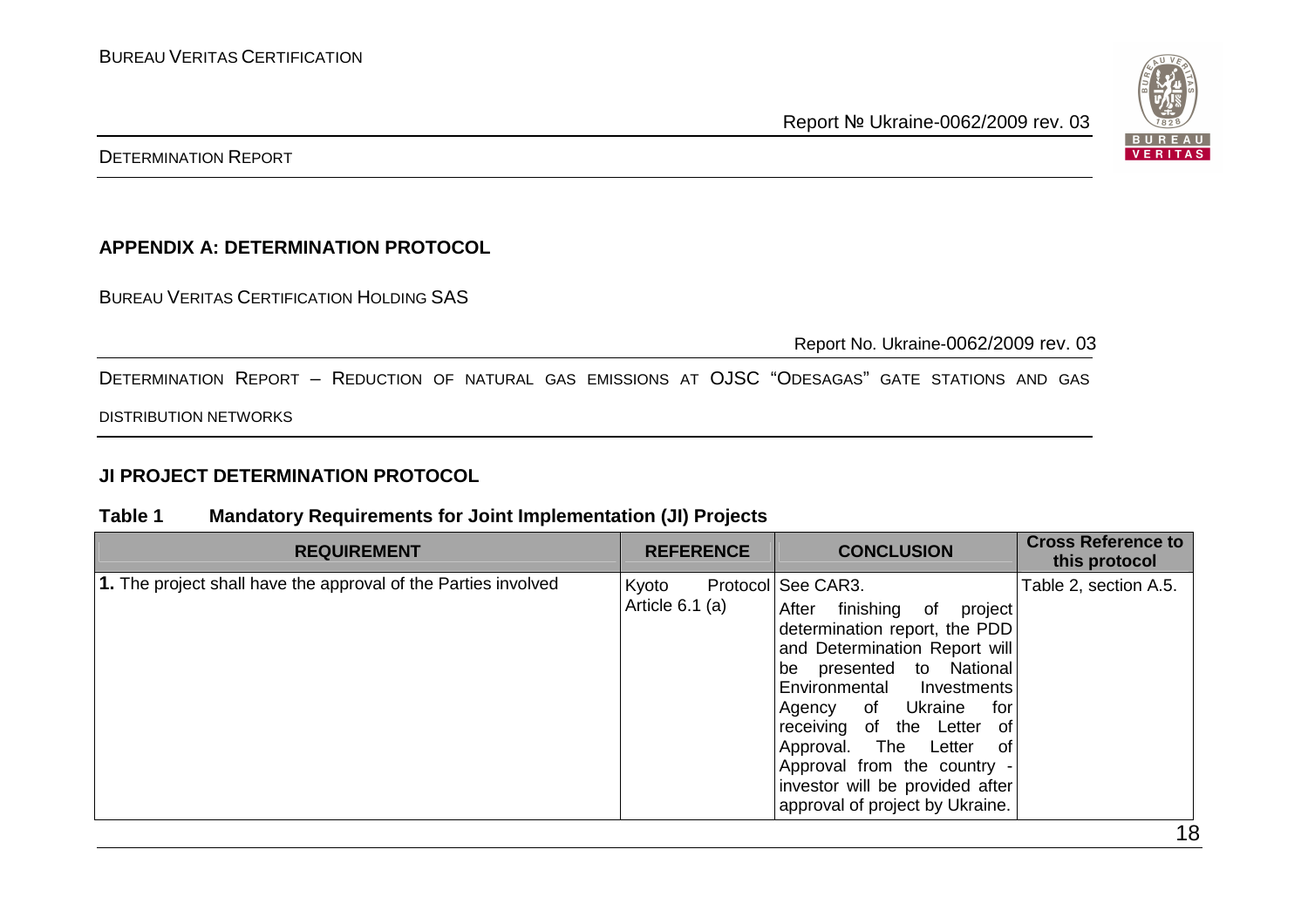**APPENDIX A: DETERMINATION PROTOCOL**

BUREAU VERITAS CERTIFICATION HOLDING SAS

Report No. Ukraine-0062/2009 rev. 03

DETERMINATION REPORT – REDUCTION OF NATURAL GAS EMISSIONS AT OJSC "ODESAGAS" GATE STATIONS AND GAS DISTRIBUTION NETWORKS

**JI PROJECT DETERMINATION PROTOCOL**

**Table 1 Mandatory Requirements for Joint Implementation (JI) Projects**

| REQUIREMENT | REFERENCE | CONCLUSION | Cross Reference to this protocol |
|---|---|---|---|
| **1.** The project shall have the approval of the Parties involved | Kyoto Protocol Article 6.1 (a) | See CAR3.<br>After finishing of project determination report, the PDD and Determination Report will be presented to National Environmental Investments Agency of Ukraine for receiving of the Letter of Approval. The Letter of Approval from the country - investor will be provided after approval of project by Ukraine. | Table 2, section A.5. |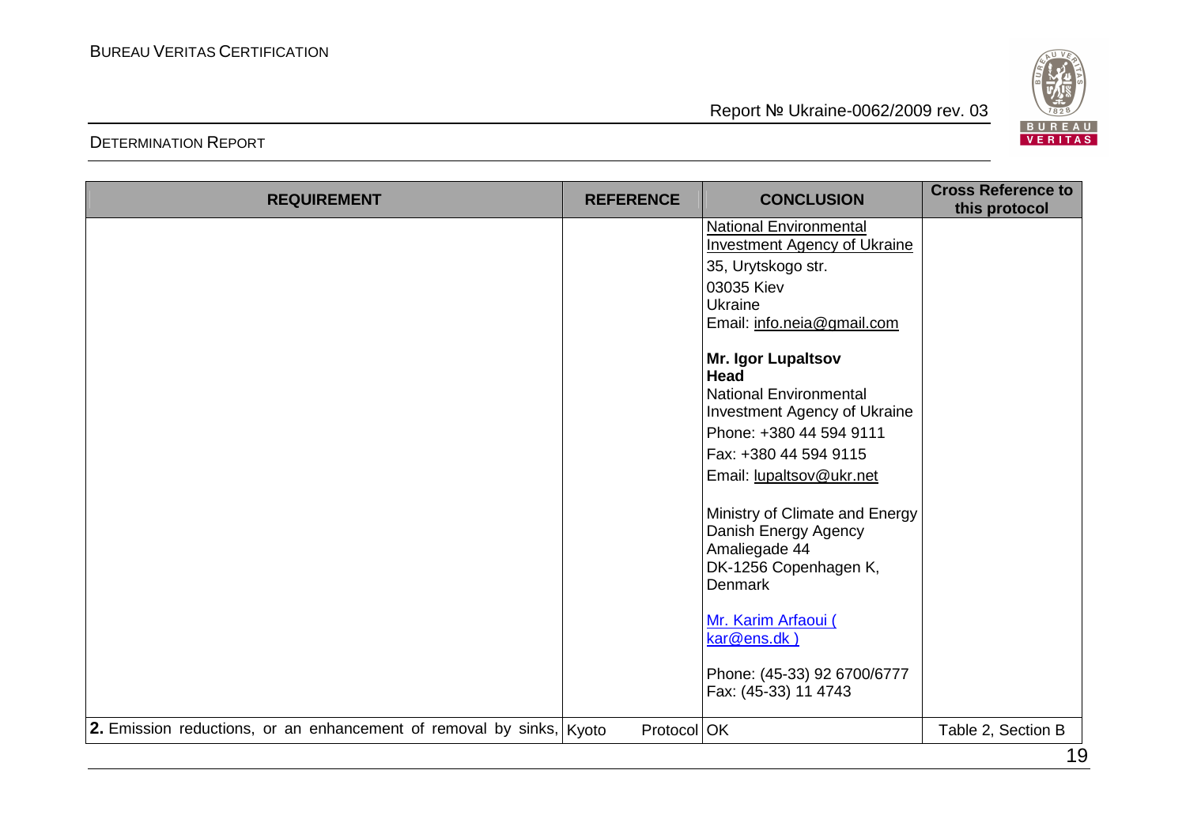| REQUIREMENT | REFERENCE | CONCLUSION | Cross Reference to this protocol |
|---|---|---|---|
| | | National Environmental Investment Agency of Ukraine<br>35, Urytskogo str.<br>03035 Kiev<br>Ukraine<br>Email: info.neia@gmail.com<br><br>**Mr. Igor Lupaltsov**<br>**Head**<br>National Environmental Investment Agency of Ukraine<br>Phone: +380 44 594 9111<br>Fax: +380 44 594 9115<br>Email: lupaltsov@ukr.net<br><br>Ministry of Climate and Energy<br>Danish Energy Agency<br>Amaliegade 44<br>DK-1256 Copenhagen K, Denmark<br><br>Mr. Karim Arfaoui ( kar@ens.dk )<br><br>Phone: (45-33) 92 6700/6777<br>Fax: (45-33) 11 4743 | |
| **2.** Emission reductions, or an enhancement of removal by sinks, | Kyoto Protocol | OK | Table 2, Section B |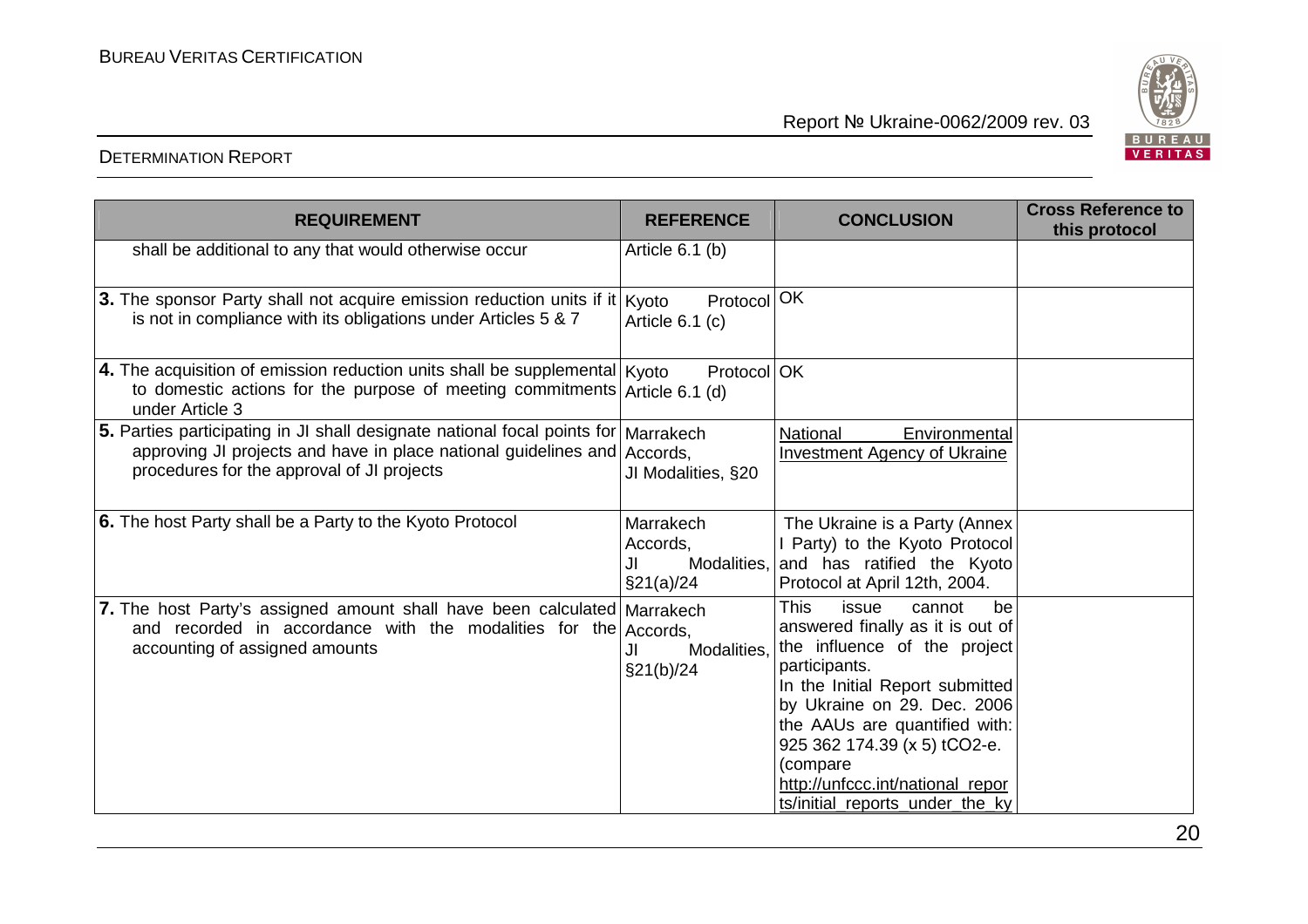| REQUIREMENT | REFERENCE | CONCLUSION | Cross Reference to this protocol |
|---|---|---|---|
| shall be additional to any that would otherwise occur | Article 6.1 (b) | | |
| **3.** The sponsor Party shall not acquire emission reduction units if it is not in compliance with its obligations under Articles 5 & 7 | Kyoto Protocol Article 6.1 (c) | OK | |
| **4.** The acquisition of emission reduction units shall be supplemental to domestic actions for the purpose of meeting commitments under Article 3 | Kyoto Protocol Article 6.1 (d) | OK | |
| **5.** Parties participating in JI shall designate national focal points for approving JI projects and have in place national guidelines and procedures for the approval of JI projects | Marrakech Accords, JI Modalities, §20 | National Environmental Investment Agency of Ukraine | |
| **6.** The host Party shall be a Party to the Kyoto Protocol | Marrakech Accords, JI Modalities, §21(a)/24 | The Ukraine is a Party (Annex I Party) to the Kyoto Protocol and has ratified the Kyoto Protocol at April 12th, 2004. | |
| **7.** The host Party's assigned amount shall have been calculated and recorded in accordance with the modalities for the accounting of assigned amounts | Marrakech Accords, JI Modalities, §21(b)/24 | This issue cannot be answered finally as it is out of the influence of the project participants.<br>In the Initial Report submitted by Ukraine on 29. Dec. 2006 the AAUs are quantified with: 925 362 174.39 (x 5) tCO2-e. (compare http://unfccc.int/national_reports/initial_reports_under_the_ky | |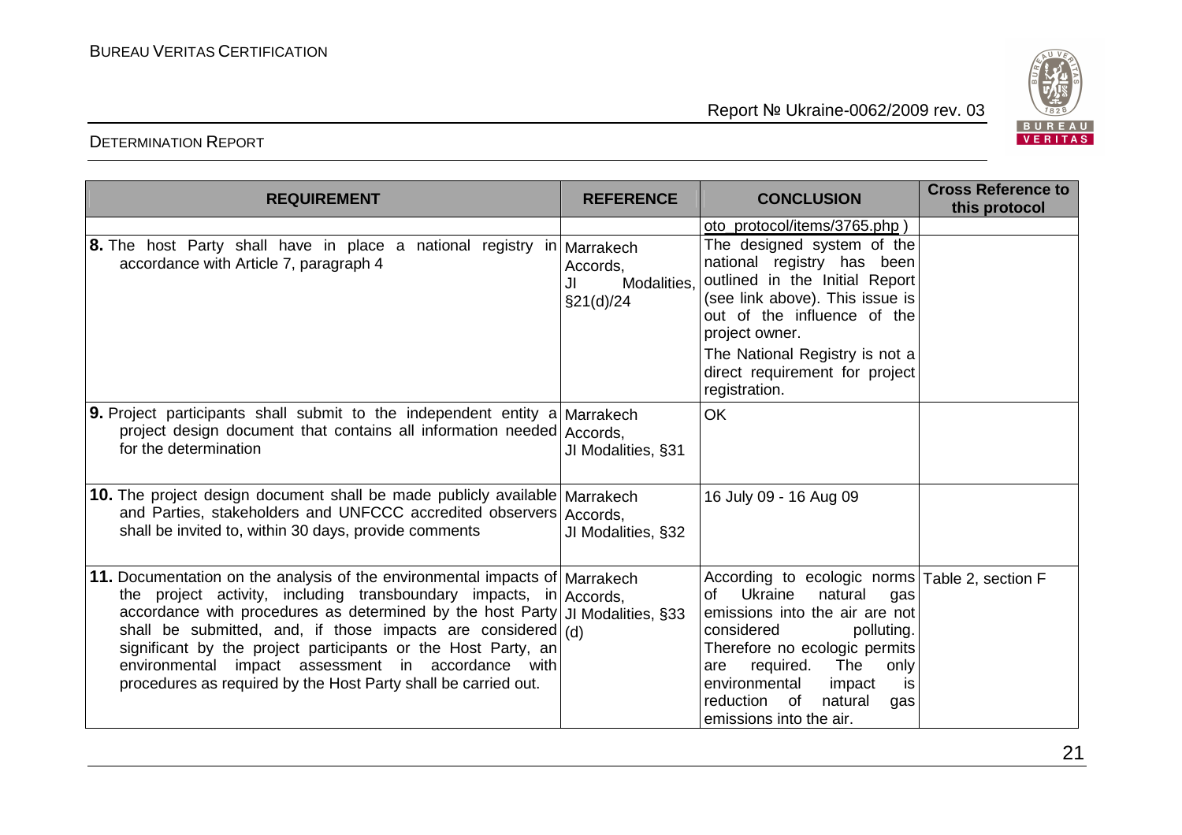| REQUIREMENT | REFERENCE | CONCLUSION | Cross Reference to this protocol |
|---|---|---|---|
| | | oto_protocol/items/3765.php ) | |
| **8.** The host Party shall have in place a national registry in accordance with Article 7, paragraph 4 | Marrakech Accords, JI Modalities, §21(d)/24 | The designed system of the national registry has been outlined in the Initial Report (see link above). This issue is out of the influence of the project owner. The National Registry is not a direct requirement for project registration. | |
| **9.** Project participants shall submit to the independent entity a project design document that contains all information needed for the determination | Marrakech Accords, JI Modalities, §31 | OK | |
| **10.** The project design document shall be made publicly available and Parties, stakeholders and UNFCCC accredited observers shall be invited to, within 30 days, provide comments | Marrakech Accords, JI Modalities, §32 | 16 July 09 - 16 Aug 09 | |
| **11.** Documentation on the analysis of the environmental impacts of the project activity, including transboundary impacts, in accordance with procedures as determined by the host Party shall be submitted, and, if those impacts are considered significant by the project participants or the Host Party, an environmental impact assessment in accordance with procedures as required by the Host Party shall be carried out. | Marrakech Accords, JI Modalities, §33 (d) | According to ecologic norms of Ukraine natural gas emissions into the air are not considered polluting. Therefore no ecologic permits are required. The only environmental impact is reduction of natural gas emissions into the air. | Table 2, section F |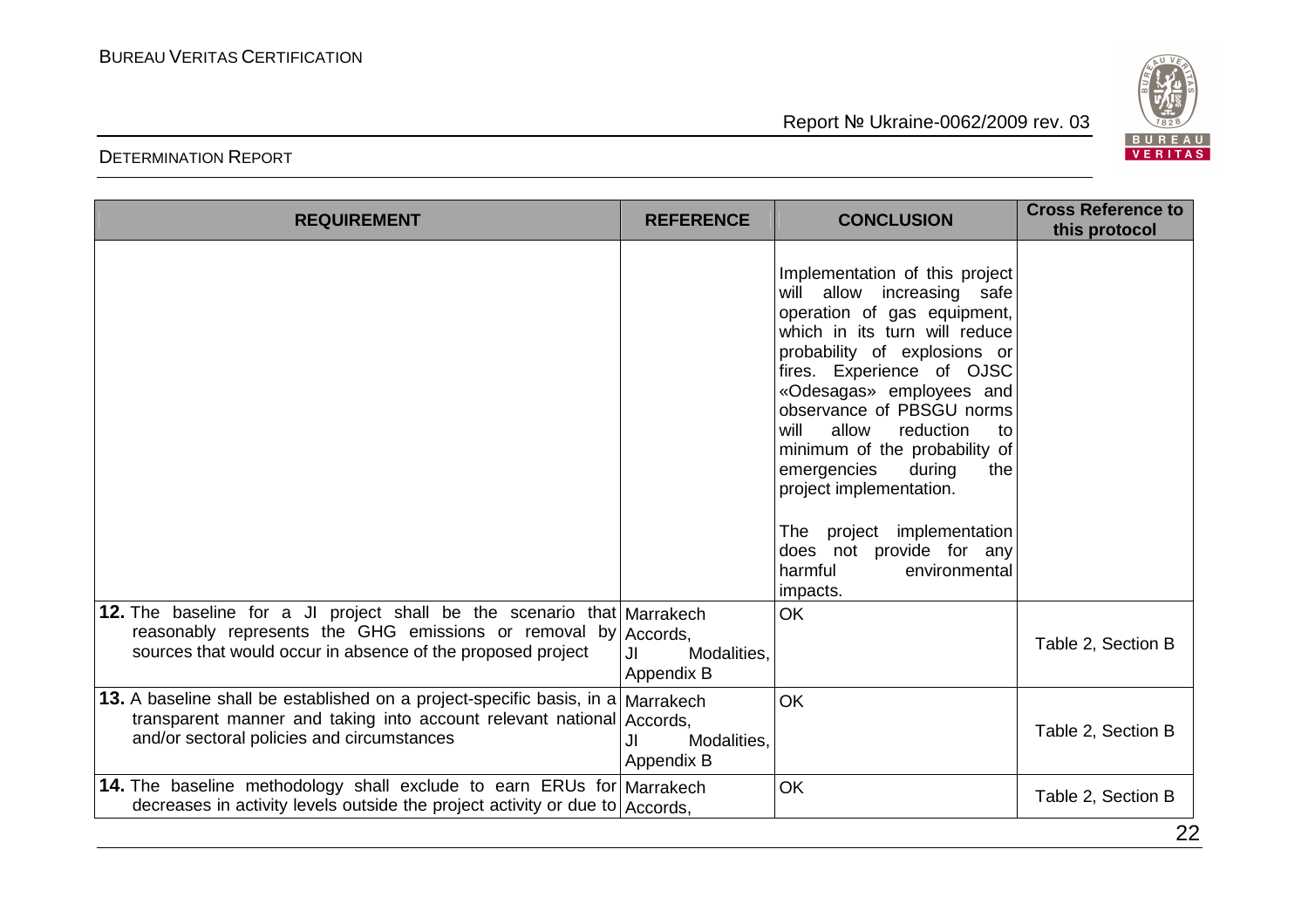| REQUIREMENT | REFERENCE | CONCLUSION | Cross Reference to this protocol |
|---|---|---|---|
| | | Implementation of this project will allow increasing safe operation of gas equipment, which in its turn will reduce probability of explosions or fires. Experience of OJSC «Odesagas» employees and observance of PBSGU norms will allow reduction to minimum of the probability of emergencies during the project implementation.<br><br>The project implementation does not provide for any harmful environmental impacts. | |
| **12.** The baseline for a JI project shall be the scenario that reasonably represents the GHG emissions or removal by sources that would occur in absence of the proposed project | Marrakech Accords, JI Modalities, Appendix B | OK | Table 2, Section B |
| **13.** A baseline shall be established on a project-specific basis, in a transparent manner and taking into account relevant national and/or sectoral policies and circumstances | Marrakech Accords, JI Modalities, Appendix B | OK | Table 2, Section B |
| **14.** The baseline methodology shall exclude to earn ERUs for decreases in activity levels outside the project activity or due to | Marrakech Accords, | OK | Table 2, Section B |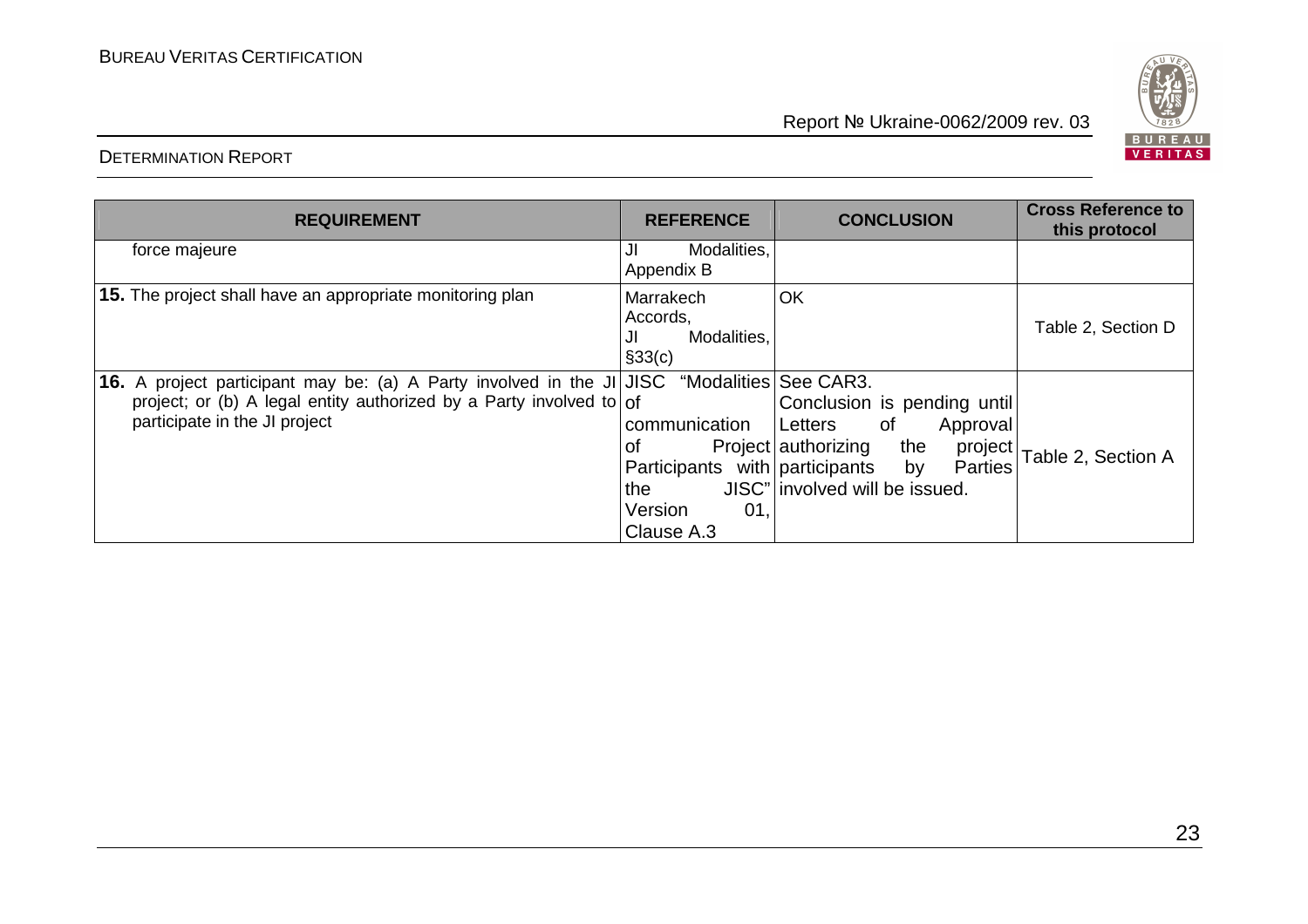| REQUIREMENT | REFERENCE | CONCLUSION | Cross Reference to this protocol |
|---|---|---|---|
| force majeure | JI Modalities, Appendix B | | |
| **15.** The project shall have an appropriate monitoring plan | Marrakech Accords, JI Modalities, §33(c) | OK | Table 2, Section D |
| **16.** A project participant may be: (a) A Party involved in the JI project; or (b) A legal entity authorized by a Party involved to participate in the JI project | JISC "Modalities of communication of Project Participants with the JISC" Version 01, Clause A.3 | See CAR3. Conclusion is pending until Letters of Approval authorizing the project participants by Parties involved will be issued. | Table 2, Section A |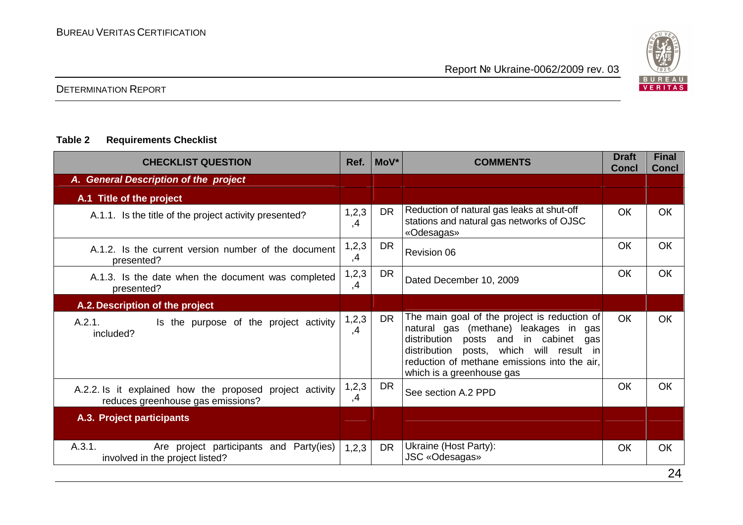**Table 2 Requirements Checklist**

| CHECKLIST QUESTION | Ref. | MoV* | COMMENTS | Draft Concl | Final Concl |
|---|---|---|---|---|---|
| ***A. General Description of the project*** | | | | | |
| **A.1 Title of the project** | | | | | |
| A.1.1. Is the title of the project activity presented? | 1,2,3,4 | DR | Reduction of natural gas leaks at shut-off stations and natural gas networks of OJSC «Odesagas» | OK | OK |
| A.1.2. Is the current version number of the document presented? | 1,2,3,4 | DR | Revision 06 | OK | OK |
| A.1.3. Is the date when the document was completed presented? | 1,2,3,4 | DR | Dated December 10, 2009 | OK | OK |
| **A.2. Description of the project** | | | | | |
| A.2.1. Is the purpose of the project activity included? | 1,2,3,4 | DR | The main goal of the project is reduction of natural gas (methane) leakages in gas distribution posts and in cabinet gas distribution posts, which will result in reduction of methane emissions into the air, which is a greenhouse gas | OK | OK |
| A.2.2. Is it explained how the proposed project activity reduces greenhouse gas emissions? | 1,2,3,4 | DR | See section A.2 PPD | OK | OK |
| **A.3. Project participants** | | | | | |
| A.3.1. Are project participants and Party(ies) involved in the project listed? | 1,2,3 | DR | Ukraine (Host Party):<br>JSC «Odesagas» | OK | OK |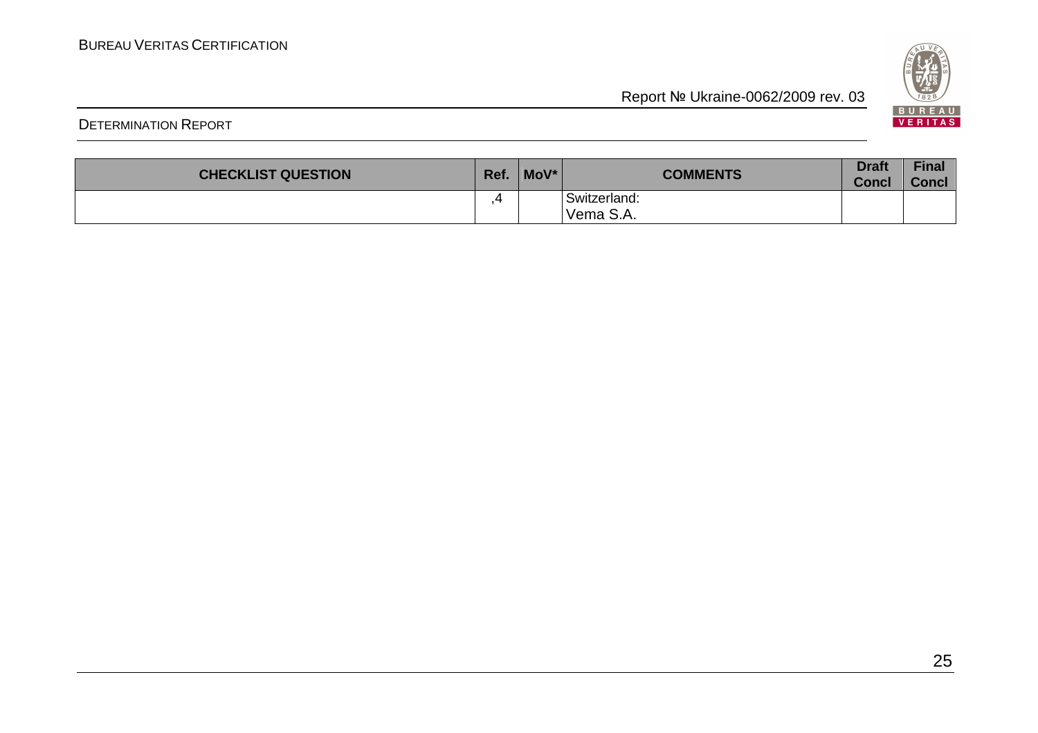| CHECKLIST QUESTION | Ref. | MoV* | COMMENTS | Draft Concl | Final Concl |
|---|---|---|---|---|---|
| | ,4 | | Switzerland:<br>Vema S.A. | | |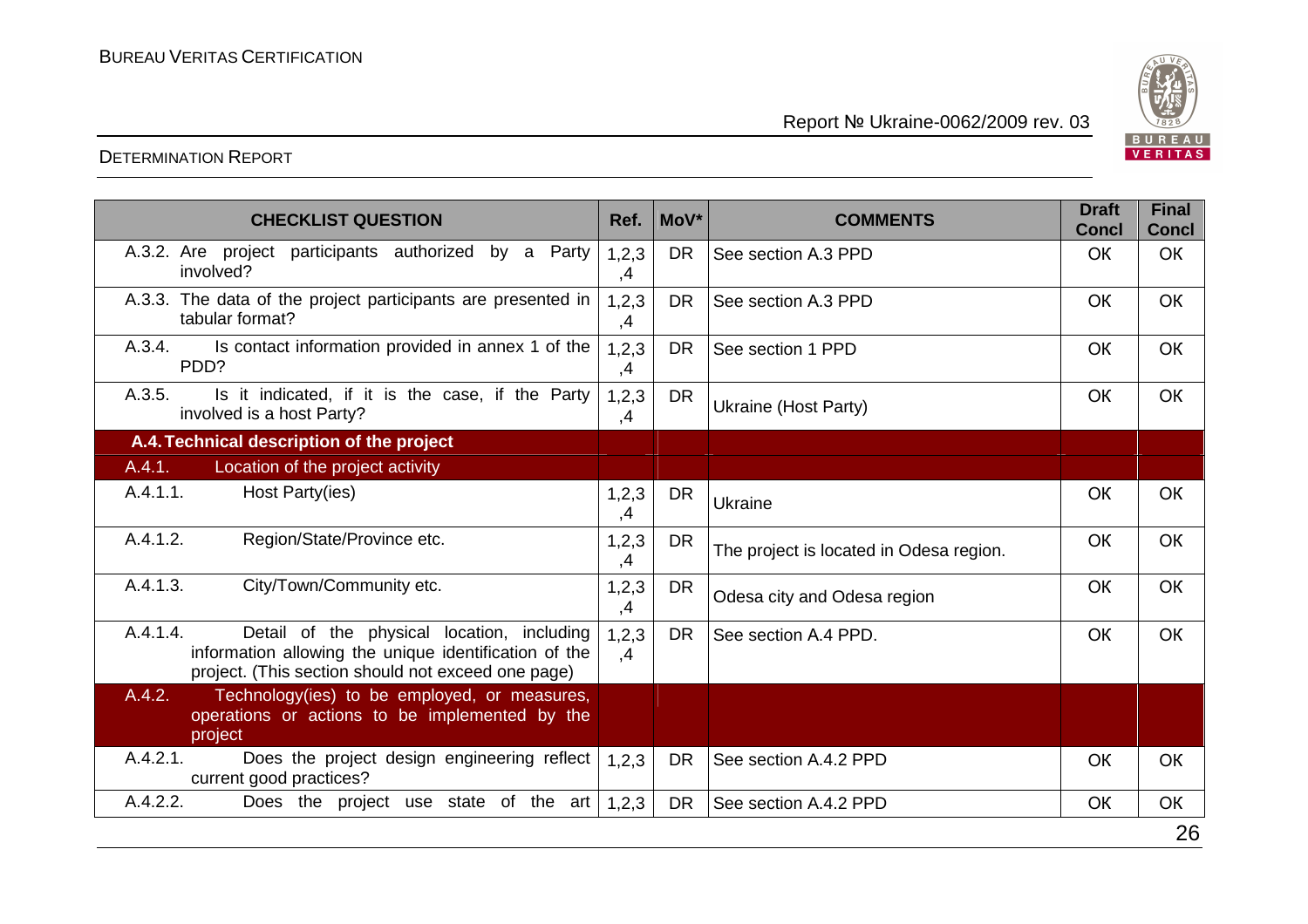| CHECKLIST QUESTION | Ref. | MoV* | COMMENTS | Draft Concl | Final Concl |
|---|---|---|---|---|---|
| A.3.2. Are project participants authorized by a Party involved? | 1,2,3,4 | DR | See section A.3 PPD | OK | OK |
| A.3.3. The data of the project participants are presented in tabular format? | 1,2,3,4 | DR | See section A.3 PPD | OK | OK |
| A.3.4. Is contact information provided in annex 1 of the PDD? | 1,2,3,4 | DR | See section 1 PPD | OK | OK |
| A.3.5. Is it indicated, if it is the case, if the Party involved is a host Party? | 1,2,3,4 | DR | Ukraine (Host Party) | OK | OK |
| **A.4. Technical description of the project** | | | | | |
| A.4.1. Location of the project activity | | | | | |
| A.4.1.1. Host Party(ies) | 1,2,3,4 | DR | Ukraine | OK | OK |
| A.4.1.2. Region/State/Province etc. | 1,2,3,4 | DR | The project is located in Odesa region. | OK | OK |
| A.4.1.3. City/Town/Community etc. | 1,2,3,4 | DR | Odesa city and Odesa region | OK | OK |
| A.4.1.4. Detail of the physical location, including information allowing the unique identification of the project. (This section should not exceed one page) | 1,2,3,4 | DR | See section A.4 PPD. | OK | OK |
| A.4.2. Technology(ies) to be employed, or measures, operations or actions to be implemented by the project | | | | | |
| A.4.2.1. Does the project design engineering reflect current good practices? | 1,2,3 | DR | See section A.4.2 PPD | OK | OK |
| A.4.2.2. Does the project use state of the art | 1,2,3 | DR | See section A.4.2 PPD | OK | OK |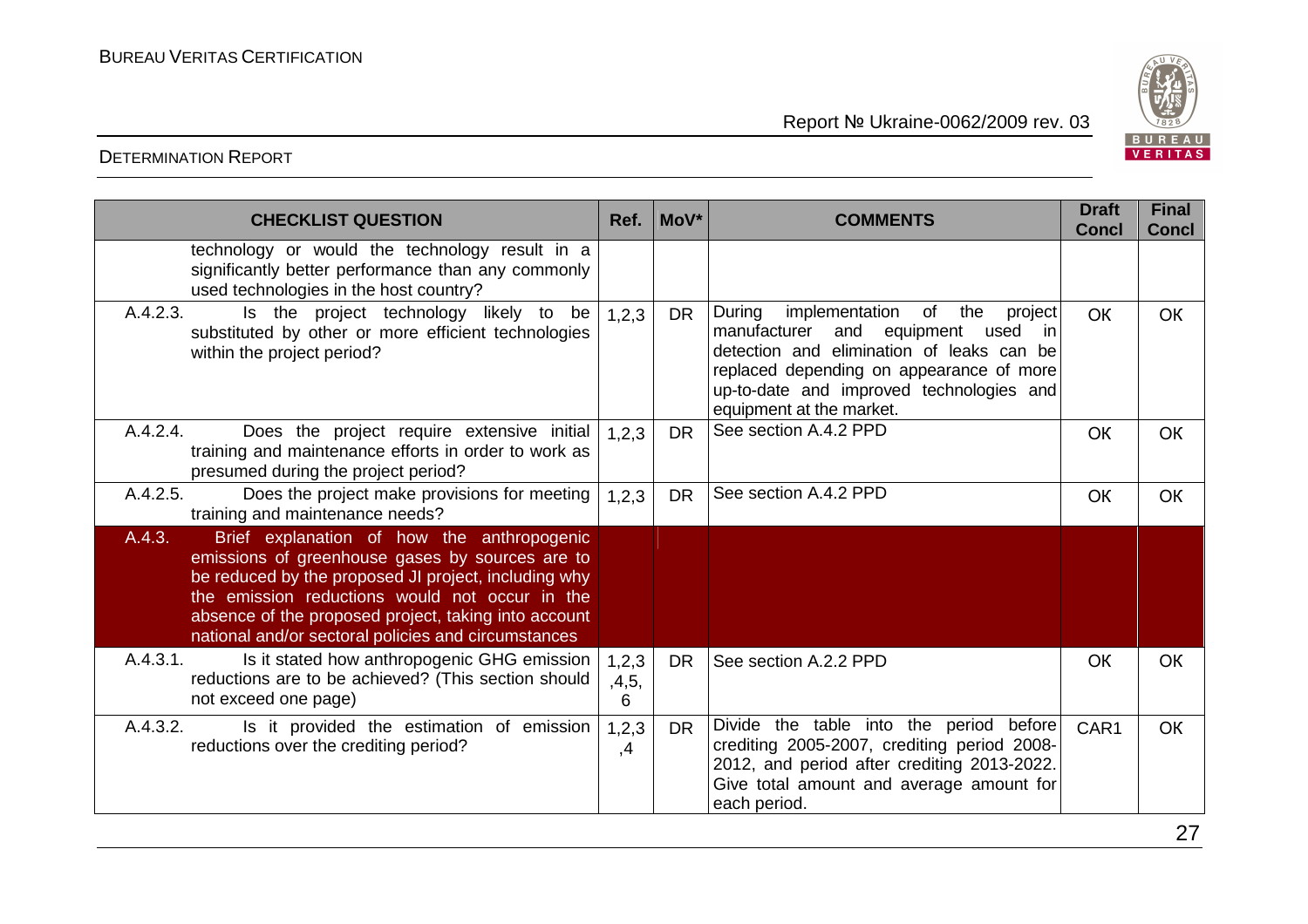| CHECKLIST QUESTION | Ref. | MoV* | COMMENTS | Draft Concl | Final Concl |
|---|---|---|---|---|---|
| technology or would the technology result in a significantly better performance than any commonly used technologies in the host country? | | | | | |
| A.4.2.3. Is the project technology likely to be substituted by other or more efficient technologies within the project period? | 1,2,3 | DR | During implementation of the project manufacturer and equipment used in detection and elimination of leaks can be replaced depending on appearance of more up-to-date and improved technologies and equipment at the market. | OK | OK |
| A.4.2.4. Does the project require extensive initial training and maintenance efforts in order to work as presumed during the project period? | 1,2,3 | DR | See section A.4.2 PPD | OK | OK |
| A.4.2.5. Does the project make provisions for meeting training and maintenance needs? | 1,2,3 | DR | See section A.4.2 PPD | OK | OK |
| **A.4.3. Brief explanation of how the anthropogenic emissions of greenhouse gases by sources are to be reduced by the proposed JI project, including why the emission reductions would not occur in the absence of the proposed project, taking into account national and/or sectoral policies and circumstances** | | | | | |
| A.4.3.1. Is it stated how anthropogenic GHG emission reductions are to be achieved? (This section should not exceed one page) | 1,2,3 ,4,5, 6 | DR | See section A.2.2 PPD | OK | OK |
| A.4.3.2. Is it provided the estimation of emission reductions over the crediting period? | 1,2,3 ,4 | DR | Divide the table into the period before crediting 2005-2007, crediting period 2008-2012, and period after crediting 2013-2022. Give total amount and average amount for each period. | CAR1 | OK |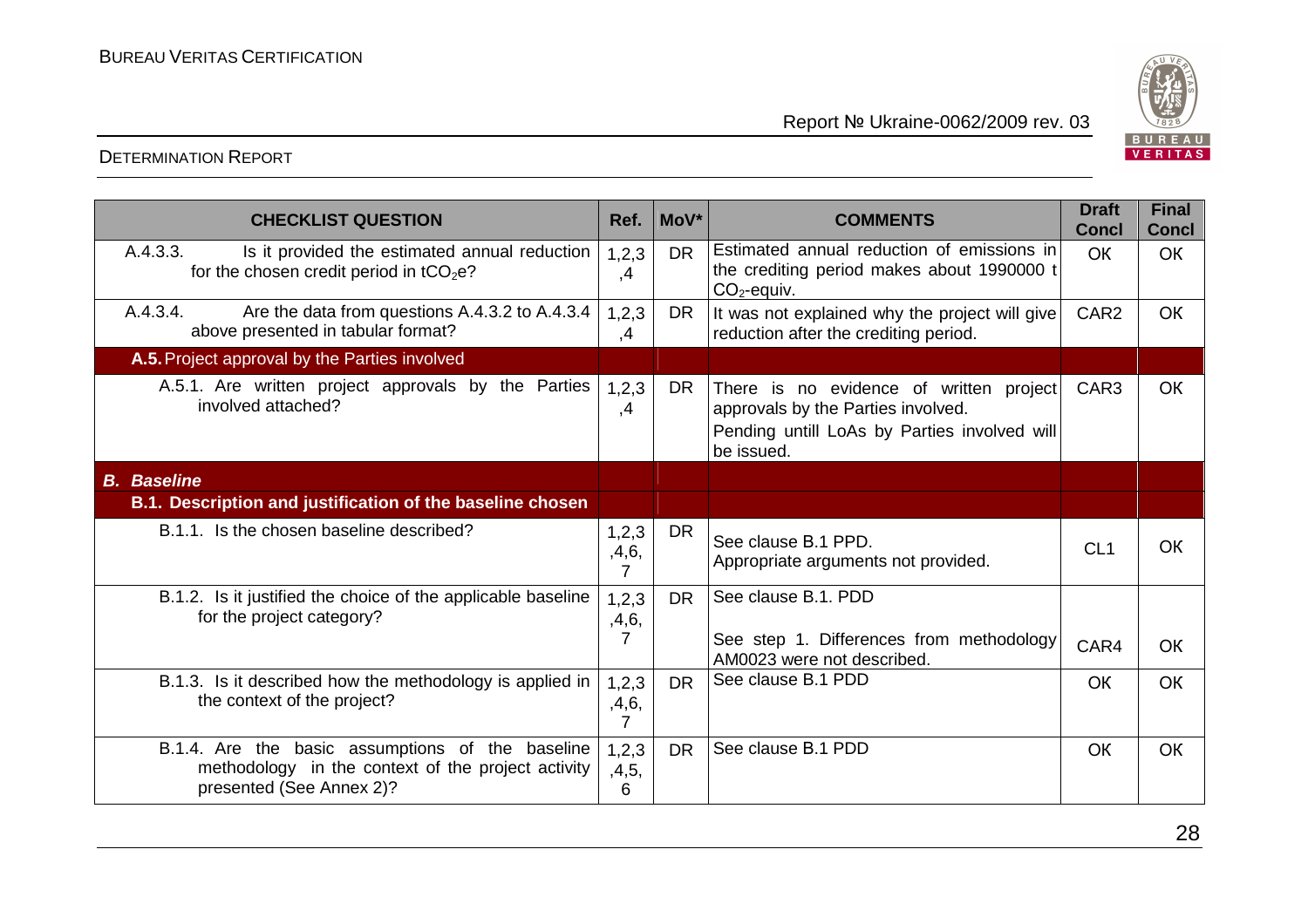| CHECKLIST QUESTION | Ref. | MoV* | COMMENTS | Draft Concl | Final Concl |
|---|---|---|---|---|---|
| A.4.3.3. Is it provided the estimated annual reduction for the chosen credit period in $tCO_2e$? | 1,2,3,4 | DR | Estimated annual reduction of emissions in the crediting period makes about 1990000 t $CO_2$-equiv. | OK | OK |
| A.4.3.4. Are the data from questions A.4.3.2 to A.4.3.4 above presented in tabular format? | 1,2,3,4 | DR | It was not explained why the project will give reduction after the crediting period. | CAR2 | OK |
| **A.5. Project approval by the Parties involved** | | | | | |
| A.5.1. Are written project approvals by the Parties involved attached? | 1,2,3,4 | DR | There is no evidence of written project approvals by the Parties involved. Pending untill LoAs by Parties involved will be issued. | CAR3 | OK |
| ***B. Baseline*** | | | | | |
| **B.1. Description and justification of the baseline chosen** | | | | | |
| B.1.1. Is the chosen baseline described? | 1,2,3,4,6,7 | DR | See clause B.1 PPD. Appropriate arguments not provided. | CL1 | OK |
| B.1.2. Is it justified the choice of the applicable baseline for the project category? | 1,2,3,4,6,7 | DR | See clause B.1. PDD<br><br>See step 1. Differences from methodology AM0023 were not described. | CAR4 | OK |
| B.1.3. Is it described how the methodology is applied in the context of the project? | 1,2,3,4,6,7 | DR | See clause B.1 PDD | OK | OK |
| B.1.4. Are the basic assumptions of the baseline methodology in the context of the project activity presented (See Annex 2)? | 1,2,3,4,5,6 | DR | See clause B.1 PDD | OK | OK |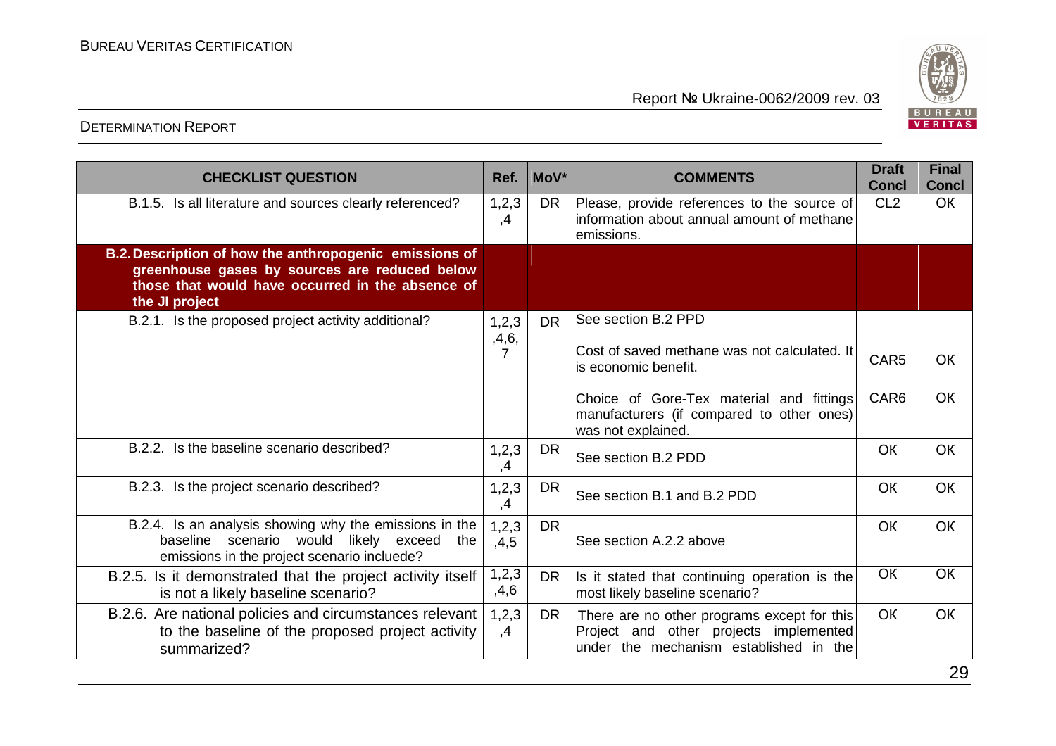| CHECKLIST QUESTION | Ref. | MoV* | COMMENTS | Draft Concl | Final Concl |
|---|---|---|---|---|---|
| B.1.5. Is all literature and sources clearly referenced? | 1,2,3,4 | DR | Please, provide references to the source of information about annual amount of methane emissions. | CL2 | OK |
| **B.2. Description of how the anthropogenic emissions of greenhouse gases by sources are reduced below those that would have occurred in the absence of the JI project** | | | | | |
| B.2.1. Is the proposed project activity additional? | 1,2,3,4,6,7 | DR | See section B.2 PPD<br><br>Cost of saved methane was not calculated. It is economic benefit.<br><br>Choice of Gore-Tex material and fittings manufacturers (if compared to other ones) was not explained. | <br><br>CAR5<br><br>CAR6 | <br><br>OK<br><br>OK |
| B.2.2. Is the baseline scenario described? | 1,2,3,4 | DR | See section B.2 PDD | OK | OK |
| B.2.3. Is the project scenario described? | 1,2,3,4 | DR | See section B.1 and B.2 PDD | OK | OK |
| B.2.4. Is an analysis showing why the emissions in the baseline scenario would likely exceed the emissions in the project scenario incluede? | 1,2,3,4,5 | DR | See section A.2.2 above | OK | OK |
| B.2.5. Is it demonstrated that the project activity itself is not a likely baseline scenario? | 1,2,3,4,6 | DR | Is it stated that continuing operation is the most likely baseline scenario? | OK | OK |
| B.2.6. Are national policies and circumstances relevant to the baseline of the proposed project activity summarized? | 1,2,3,4 | DR | There are no other programs except for this Project and other projects implemented under the mechanism established in the | OK | OK |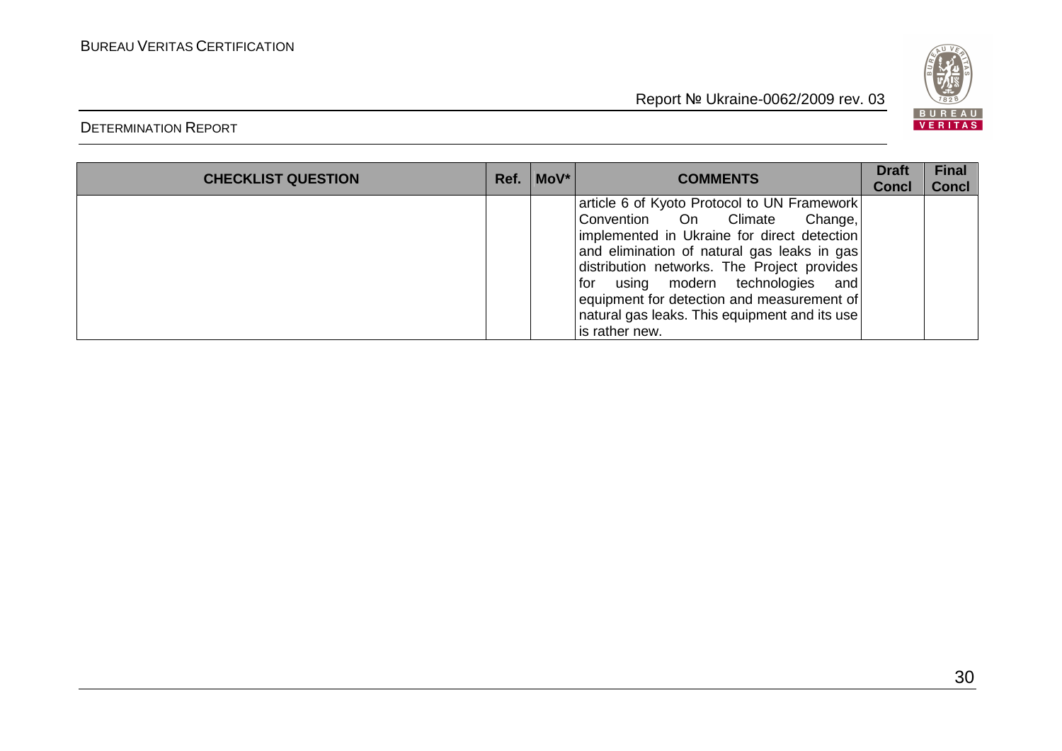| CHECKLIST QUESTION | Ref. | MoV* | COMMENTS | Draft Concl | Final Concl |
|---|---|---|---|---|---|
| | | | article 6 of Kyoto Protocol to UN Framework Convention On Climate Change, implemented in Ukraine for direct detection and elimination of natural gas leaks in gas distribution networks. The Project provides for using modern technologies and equipment for detection and measurement of natural gas leaks. This equipment and its use is rather new. | | |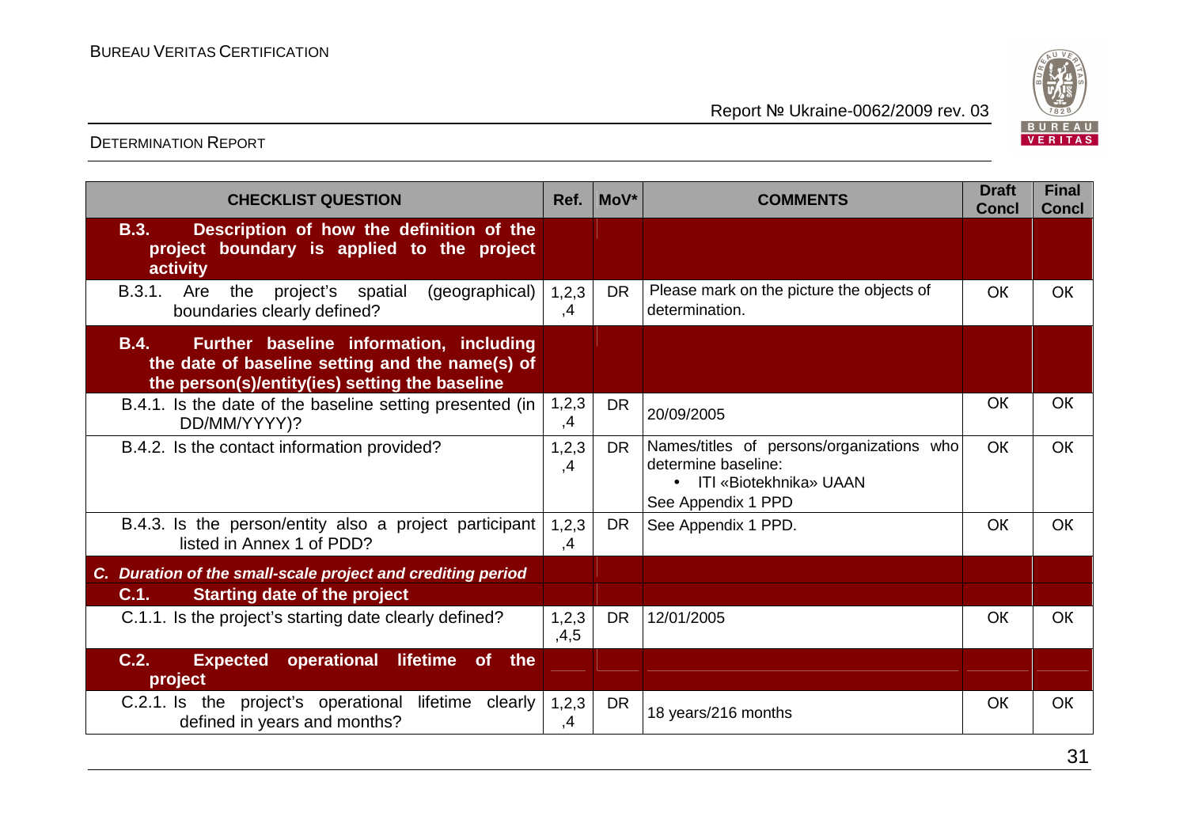| CHECKLIST QUESTION | Ref. | MoV* | COMMENTS | Draft Concl | Final Concl |
|---|---|---|---|---|---|
| **B.3. Description of how the definition of the project boundary is applied to the project activity** | | | | | |
| B.3.1. Are the project's spatial (geographical) boundaries clearly defined? | 1,2,3,4 | DR | Please mark on the picture the objects of determination. | OK | OK |
| **B.4. Further baseline information, including the date of baseline setting and the name(s) of the person(s)/entity(ies) setting the baseline** | | | | | |
| B.4.1. Is the date of the baseline setting presented (in DD/MM/YYYY)? | 1,2,3,4 | DR | 20/09/2005 | OK | OK |
| B.4.2. Is the contact information provided? | 1,2,3,4 | DR | Names/titles of persons/organizations who determine baseline: <br>• ITI «Biotekhnika» UAAN <br>See Appendix 1 PPD | OK | OK |
| B.4.3. Is the person/entity also a project participant listed in Annex 1 of PDD? | 1,2,3,4 | DR | See Appendix 1 PPD. | OK | OK |
| ***C. Duration of the small-scale project and crediting period*** | | | | | |
| **C.1. Starting date of the project** | | | | | |
| C.1.1. Is the project's starting date clearly defined? | 1,2,3,4,5 | DR | 12/01/2005 | OK | OK |
| **C.2. Expected operational lifetime of the project** | | | | | |
| C.2.1. Is the project's operational lifetime clearly defined in years and months? | 1,2,3,4 | DR | 18 years/216 months | OK | OK |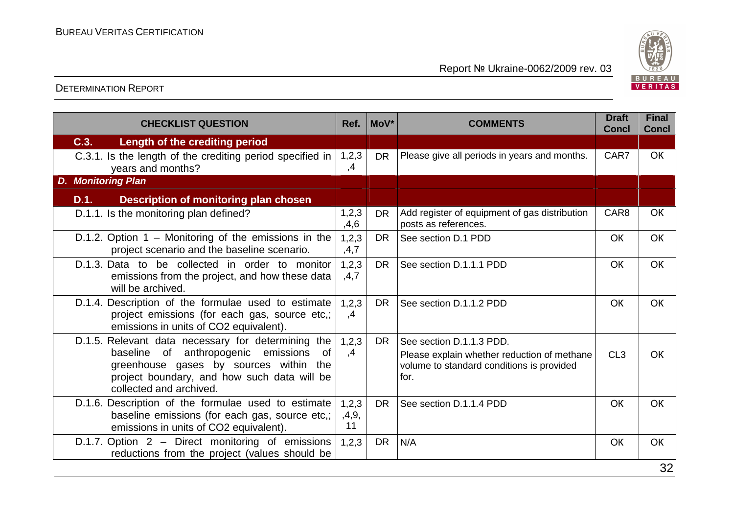| CHECKLIST QUESTION | Ref. | MoV* | COMMENTS | Draft Concl | Final Concl |
|---|---|---|---|---|---|
| **C.3. Length of the crediting period** | | | | | |
| C.3.1. Is the length of the crediting period specified in years and months? | 1,2,3,4 | DR | Please give all periods in years and months. | CAR7 | OK |
| ***D. Monitoring Plan*** | | | | | |
| **D.1. Description of monitoring plan chosen** | | | | | |
| D.1.1. Is the monitoring plan defined? | 1,2,3,4,6 | DR | Add register of equipment of gas distribution posts as references. | CAR8 | OK |
| D.1.2. Option 1 – Monitoring of the emissions in the project scenario and the baseline scenario. | 1,2,3,4,7 | DR | See section D.1 PDD | OK | OK |
| D.1.3. Data to be collected in order to monitor emissions from the project, and how these data will be archived. | 1,2,3,4,7 | DR | See section D.1.1.1 PDD | OK | OK |
| D.1.4. Description of the formulae used to estimate project emissions (for each gas, source etc,; emissions in units of CO2 equivalent). | 1,2,3,4 | DR | See section D.1.1.2 PDD | OK | OK |
| D.1.5. Relevant data necessary for determining the baseline of anthropogenic emissions of greenhouse gases by sources within the project boundary, and how such data will be collected and archived. | 1,2,3,4 | DR | See section D.1.1.3 PDD.<br>Please explain whether reduction of methane volume to standard conditions is provided for. | CL3 | OK |
| D.1.6. Description of the formulae used to estimate baseline emissions (for each gas, source etc,; emissions in units of CO2 equivalent). | 1,2,3,4,9,11 | DR | See section D.1.1.4 PDD | OK | OK |
| D.1.7. Option 2 – Direct monitoring of emissions reductions from the project (values should be | 1,2,3 | DR | N/A | OK | OK |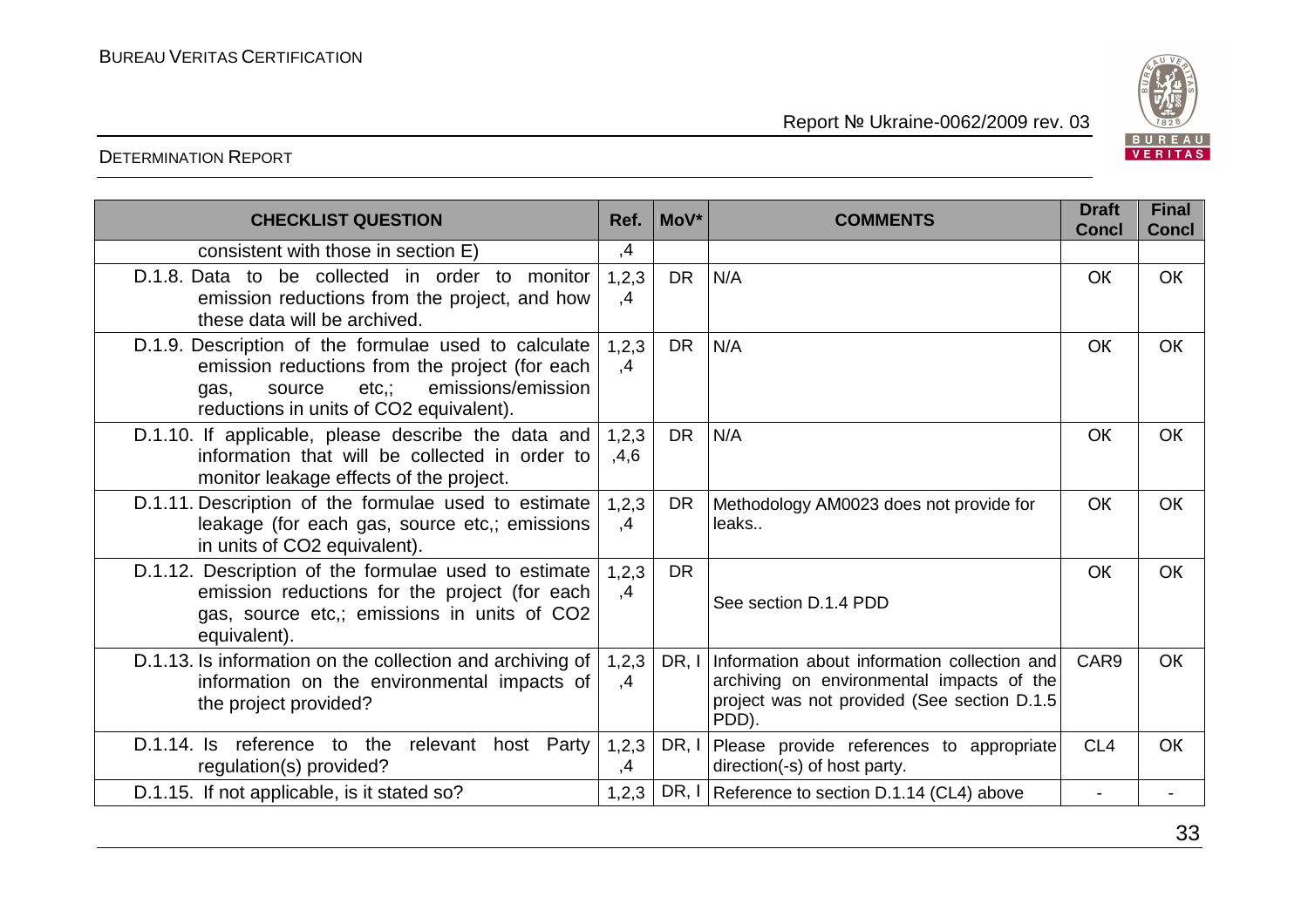| CHECKLIST QUESTION | Ref. | MoV* | COMMENTS | Draft Concl | Final Concl |
|---|---|---|---|---|---|
| consistent with those in section E) | ,4 | | | | |
| D.1.8. Data to be collected in order to monitor emission reductions from the project, and how these data will be archived. | 1,2,3 ,4 | DR | N/A | OK | OK |
| D.1.9. Description of the formulae used to calculate emission reductions from the project (for each gas, source etc,; emissions/emission reductions in units of CO2 equivalent). | 1,2,3 ,4 | DR | N/A | OK | OK |
| D.1.10. If applicable, please describe the data and information that will be collected in order to monitor leakage effects of the project. | 1,2,3 ,4,6 | DR | N/A | OK | OK |
| D.1.11. Description of the formulae used to estimate leakage (for each gas, source etc,; emissions in units of CO2 equivalent). | 1,2,3 ,4 | DR | Methodology AM0023 does not provide for leaks.. | OK | OK |
| D.1.12. Description of the formulae used to estimate emission reductions for the project (for each gas, source etc,; emissions in units of CO2 equivalent). | 1,2,3 ,4 | DR | See section D.1.4 PDD | OK | OK |
| D.1.13. Is information on the collection and archiving of information on the environmental impacts of the project provided? | 1,2,3 ,4 | DR, I | Information about information collection and archiving on environmental impacts of the project was not provided (See section D.1.5 PDD). | CAR9 | OK |
| D.1.14. Is reference to the relevant host Party regulation(s) provided? | 1,2,3 ,4 | DR, I | Please provide references to appropriate direction(-s) of host party. | CL4 | OK |
| D.1.15. If not applicable, is it stated so? | 1,2,3 | DR, I | Reference to section D.1.14 (CL4) above | - | - |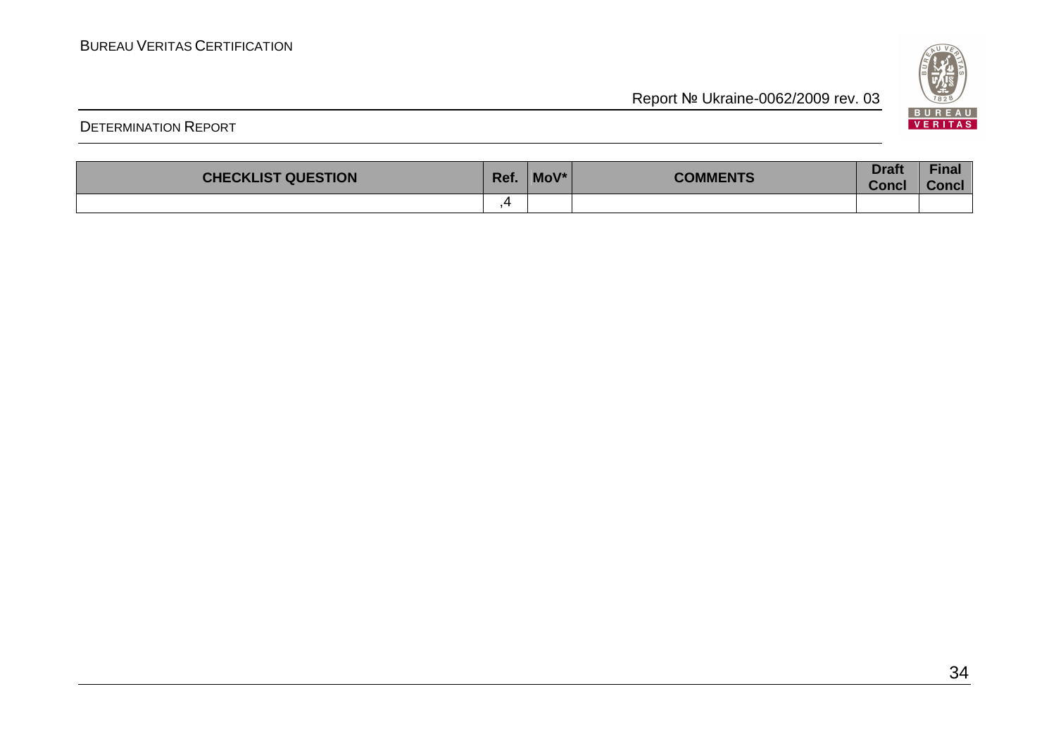| CHECKLIST QUESTION | Ref. | MoV* | COMMENTS | Draft Concl | Final Concl |
|---|---|---|---|---|---|
| | ,4 | | | | |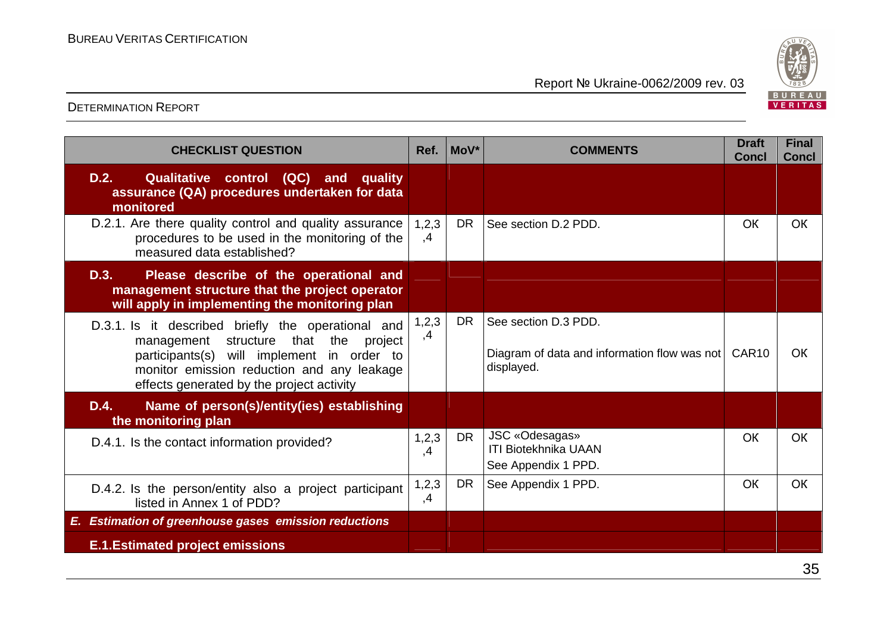| CHECKLIST QUESTION | Ref. | MoV* | COMMENTS | Draft Concl | Final Concl |
|---|---|---|---|---|---|
| **D.2. Qualitative control (QC) and quality assurance (QA) procedures undertaken for data monitored** | | | | | |
| D.2.1. Are there quality control and quality assurance procedures to be used in the monitoring of the measured data established? | 1,2,3,4 | DR | See section D.2 PDD. | OK | OK |
| **D.3. Please describe of the operational and management structure that the project operator will apply in implementing the monitoring plan** | | | | | |
| D.3.1. Is it described briefly the operational and management structure that the project participants(s) will implement in order to monitor emission reduction and any leakage effects generated by the project activity | 1,2,3,4 | DR | See section D.3 PDD.<br><br>Diagram of data and information flow was not displayed. | CAR10 | OK |
| **D.4. Name of person(s)/entity(ies) establishing the monitoring plan** | | | | | |
| D.4.1. Is the contact information provided? | 1,2,3,4 | DR | JSC «Odesagas»<br>ITI Biotekhnika UAAN<br>See Appendix 1 PPD. | OK | OK |
| D.4.2. Is the person/entity also a project participant listed in Annex 1 of PDD? | 1,2,3,4 | DR | See Appendix 1 PPD. | OK | OK |
| ***E. Estimation of greenhouse gases emission reductions*** | | | | | |
| **E.1.Estimated project emissions** | | | | | |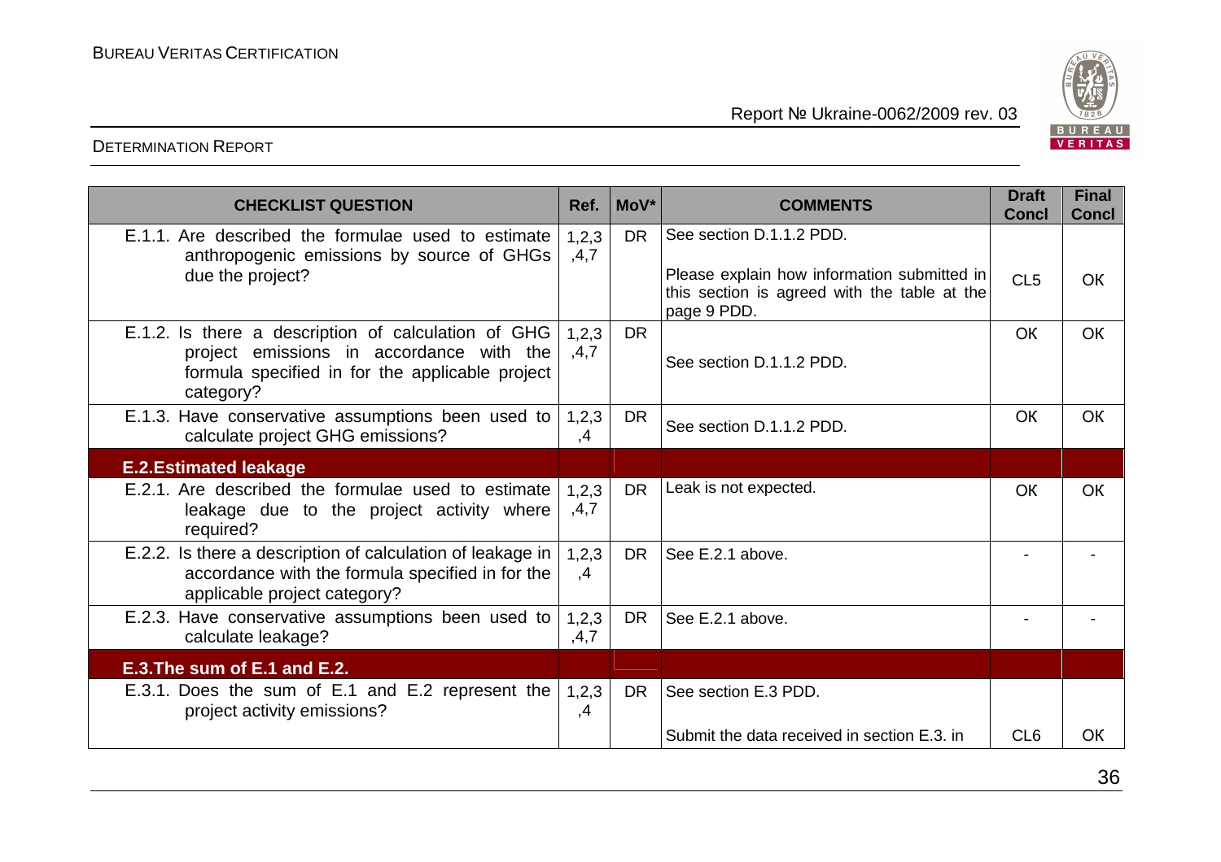| CHECKLIST QUESTION | Ref. | MoV* | COMMENTS | Draft Concl | Final Concl |
|---|---|---|---|---|---|
| E.1.1. Are described the formulae used to estimate anthropogenic emissions by source of GHGs due the project? | 1,2,3,4,7 | DR | See section D.1.1.2 PDD.<br><br>Please explain how information submitted in this section is agreed with the table at the page 9 PDD. | CL5 | OK |
| E.1.2. Is there a description of calculation of GHG project emissions in accordance with the formula specified in for the applicable project category? | 1,2,3,4,7 | DR | See section D.1.1.2 PDD. | OK | OK |
| E.1.3. Have conservative assumptions been used to calculate project GHG emissions? | 1,2,3,4 | DR | See section D.1.1.2 PDD. | OK | OK |
| **E.2.Estimated leakage** | | | | | |
| E.2.1. Are described the formulae used to estimate leakage due to the project activity where required? | 1,2,3,4,7 | DR | Leak is not expected. | OK | OK |
| E.2.2. Is there a description of calculation of leakage in accordance with the formula specified in for the applicable project category? | 1,2,3,4 | DR | See E.2.1 above. | - | - |
| E.2.3. Have conservative assumptions been used to calculate leakage? | 1,2,3,4,7 | DR | See E.2.1 above. | - | - |
| **E.3.The sum of E.1 and E.2.** | | | | | |
| E.3.1. Does the sum of E.1 and E.2 represent the project activity emissions? | 1,2,3,4 | DR | See section E.3 PDD.<br><br>Submit the data received in section E.3. in | CL6 | OK |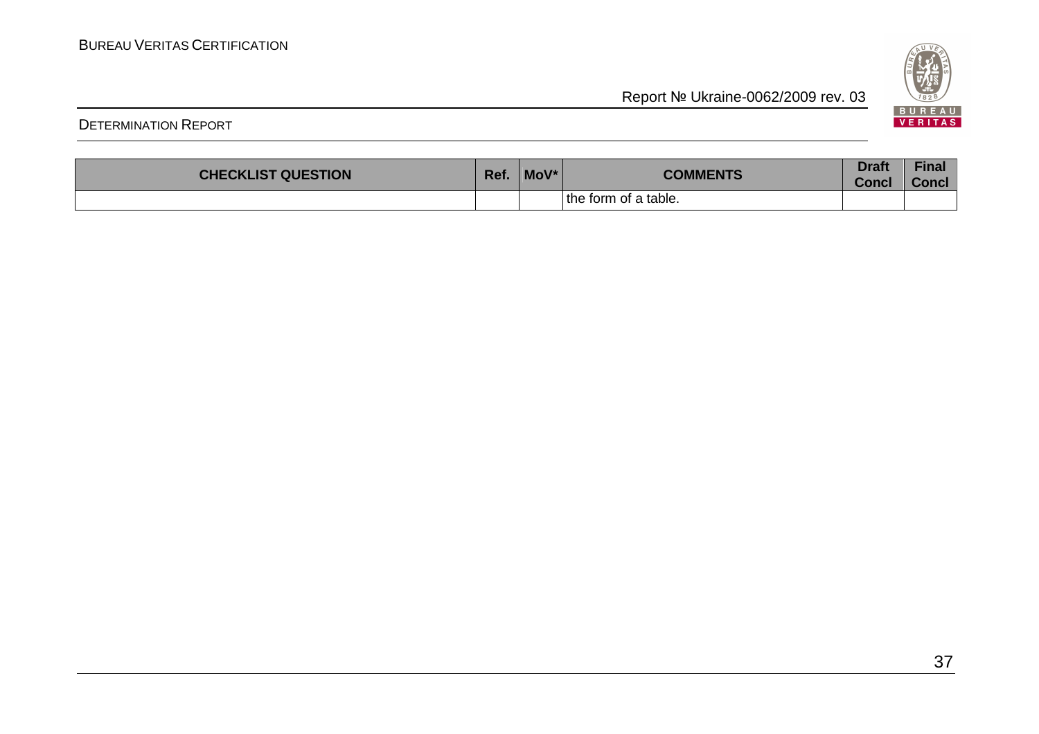| CHECKLIST QUESTION | Ref. | MoV* | COMMENTS | Draft Concl | Final Concl |
|---|---|---|---|---|---|
| | | | the form of a table. | | |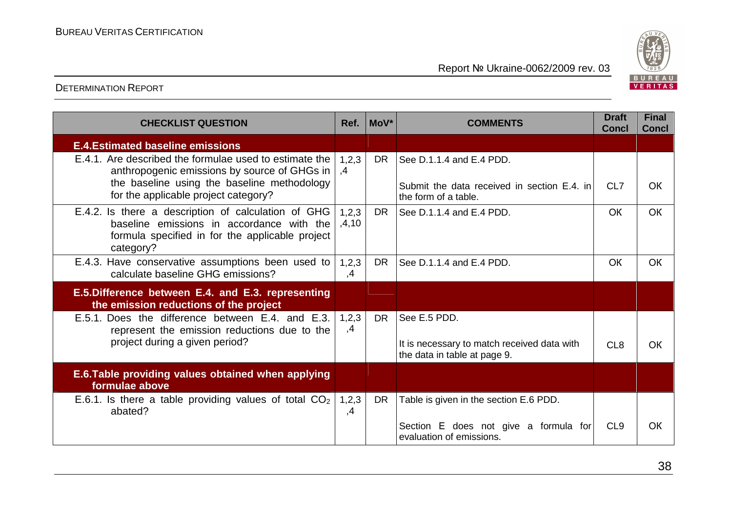| CHECKLIST QUESTION | Ref. | MoV* | COMMENTS | Draft Concl | Final Concl |
|---|---|---|---|---|---|
| **E.4.Estimated baseline emissions** | | | | | |
| E.4.1. Are described the formulae used to estimate the anthropogenic emissions by source of GHGs in the baseline using the baseline methodology for the applicable project category? | 1,2,3,4 | DR | See D.1.1.4 and E.4 PDD.<br><br>Submit the data received in section E.4. in the form of a table. | CL7 | OK |
| E.4.2. Is there a description of calculation of GHG baseline emissions in accordance with the formula specified in for the applicable project category? | 1,2,3,4,10 | DR | See D.1.1.4 and E.4 PDD. | OK | OK |
| E.4.3. Have conservative assumptions been used to calculate baseline GHG emissions? | 1,2,3,4 | DR | See D.1.1.4 and E.4 PDD. | OK | OK |
| **E.5.Difference between E.4. and E.3. representing the emission reductions of the project** | | | | | |
| E.5.1. Does the difference between E.4. and E.3. represent the emission reductions due to the project during a given period? | 1,2,3,4 | DR | See E.5 PDD.<br><br>It is necessary to match received data with the data in table at page 9. | CL8 | OK |
| **E.6.Table providing values obtained when applying formulae above** | | | | | |
| E.6.1. Is there a table providing values of total $CO_2$ abated? | 1,2,3,4 | DR | Table is given in the section E.6 PDD.<br><br>Section E does not give a formula for evaluation of emissions. | CL9 | OK |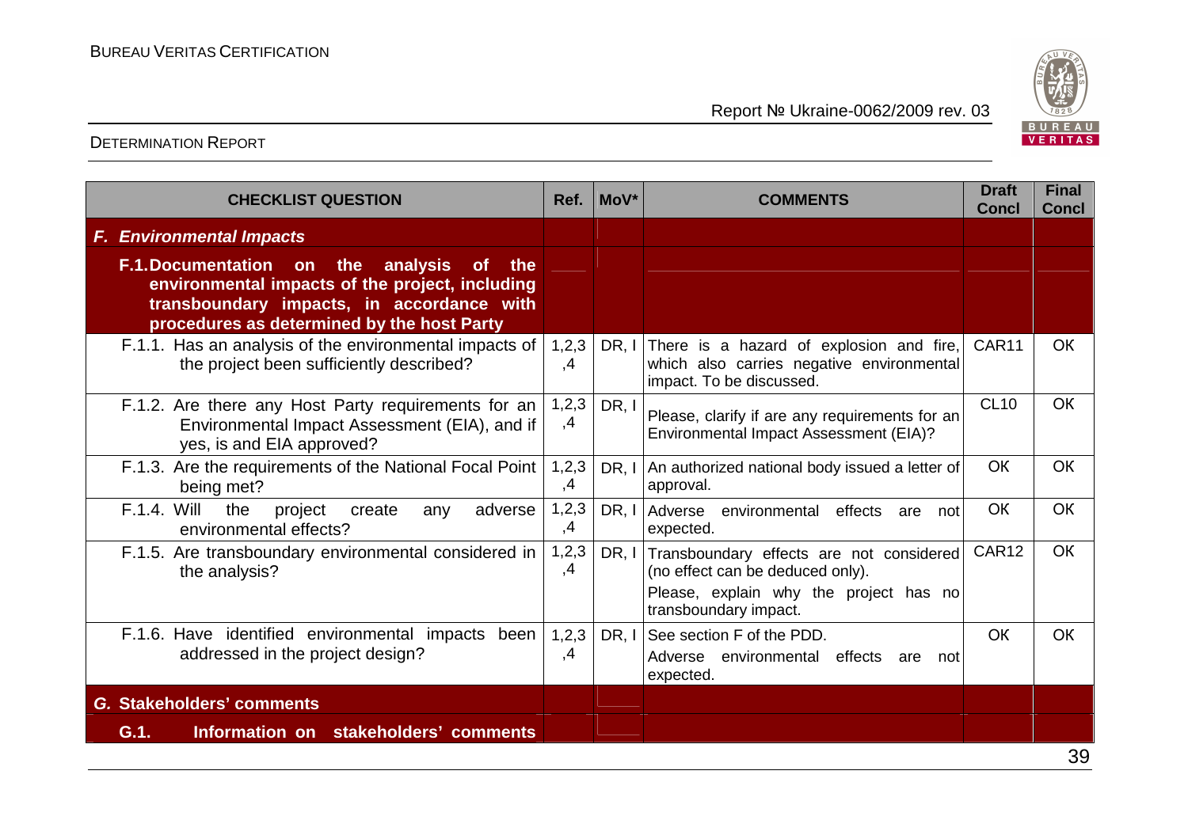| CHECKLIST QUESTION | Ref. | MoV* | COMMENTS | Draft Concl | Final Concl |
|---|---|---|---|---|---|
| ***F. Environmental Impacts*** | | | | | |
| **F.1.Documentation on the analysis of the environmental impacts of the project, including transboundary impacts, in accordance with procedures as determined by the host Party** | | | | | |
| F.1.1. Has an analysis of the environmental impacts of the project been sufficiently described? | 1,2,3,4 | DR, I | There is a hazard of explosion and fire, which also carries negative environmental impact. To be discussed. | CAR11 | OK |
| F.1.2. Are there any Host Party requirements for an Environmental Impact Assessment (EIA), and if yes, is and EIA approved? | 1,2,3,4 | DR, I | Please, clarify if are any requirements for an Environmental Impact Assessment (EIA)? | CL10 | OK |
| F.1.3. Are the requirements of the National Focal Point being met? | 1,2,3,4 | DR, I | An authorized national body issued a letter of approval. | OK | OK |
| F.1.4. Will the project create any adverse environmental effects? | 1,2,3,4 | DR, I | Adverse environmental effects are not expected. | OK | OK |
| F.1.5. Are transboundary environmental considered in the analysis? | 1,2,3,4 | DR, I | Transboundary effects are not considered (no effect can be deduced only).<br>Please, explain why the project has no transboundary impact. | CAR12 | OK |
| F.1.6. Have identified environmental impacts been addressed in the project design? | 1,2,3,4 | DR, I | See section F of the PDD.<br>Adverse environmental effects are not expected. | OK | OK |
| **G. Stakeholders' comments** | | | | | |
| **G.1. Information on stakeholders' comments** | | | | | |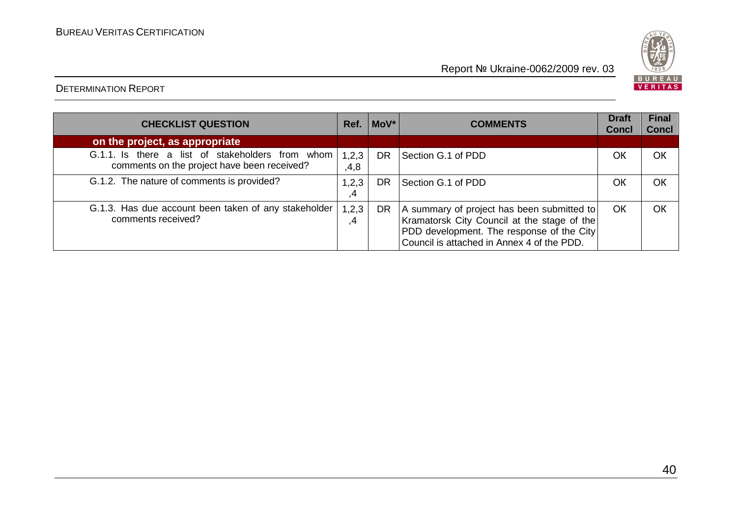| CHECKLIST QUESTION | Ref. | MoV* | COMMENTS | Draft Concl | Final Concl |
|---|---|---|---|---|---|
| **on the project, as appropriate** | | | | | |
| G.1.1. Is there a list of stakeholders from whom comments on the project have been received? | 1,2,3,4,8 | DR | Section G.1 of PDD | OK | OK |
| G.1.2. The nature of comments is provided? | 1,2,3,4 | DR | Section G.1 of PDD | OK | OK |
| G.1.3. Has due account been taken of any stakeholder comments received? | 1,2,3,4 | DR | A summary of project has been submitted to Kramatorsk City Council at the stage of the PDD development. The response of the City Council is attached in Annex 4 of the PDD. | OK | OK |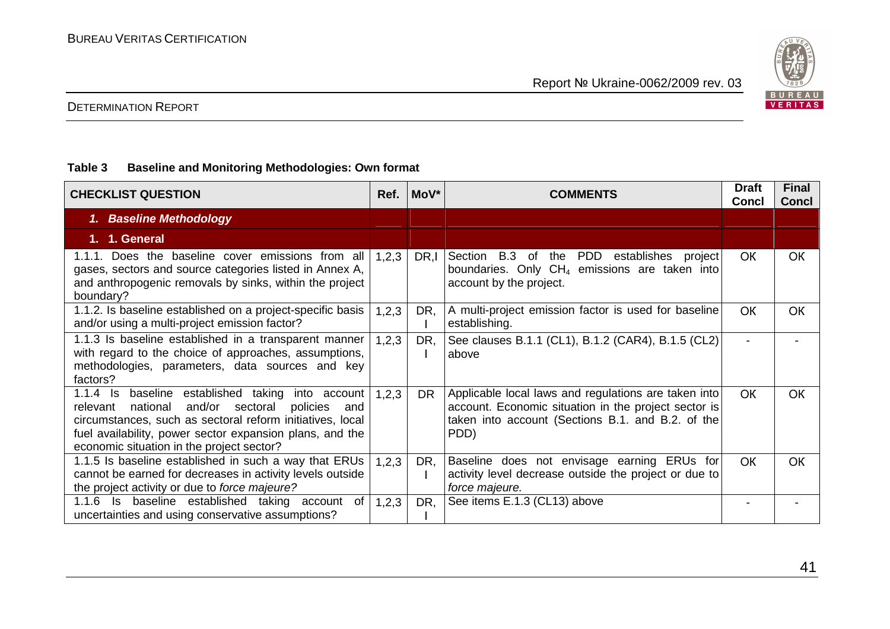**Table 3 Baseline and Monitoring Methodologies: Own format**

| CHECKLIST QUESTION | Ref. | MoV* | COMMENTS | Draft Concl | Final Concl |
|---|---|---|---|---|---|
| ***1. Baseline Methodology*** | | | | | |
| **1. 1. General** | | | | | |
| 1.1.1. Does the baseline cover emissions from all gases, sectors and source categories listed in Annex A, and anthropogenic removals by sinks, within the project boundary? | 1,2,3 | DR,I | Section B.3 of the PDD establishes project boundaries. Only $CH_4$ emissions are taken into account by the project. | OK | OK |
| 1.1.2. Is baseline established on a project-specific basis and/or using a multi-project emission factor? | 1,2,3 | DR, I | A multi-project emission factor is used for baseline establishing. | OK | OK |
| 1.1.3 Is baseline established in a transparent manner with regard to the choice of approaches, assumptions, methodologies, parameters, data sources and key factors? | 1,2,3 | DR, I | See clauses B.1.1 (CL1), B.1.2 (CAR4), B.1.5 (CL2) above | - | - |
| 1.1.4 Is baseline established taking into account relevant national and/or sectoral policies and circumstances, such as sectoral reform initiatives, local fuel availability, power sector expansion plans, and the economic situation in the project sector? | 1,2,3 | DR | Applicable local laws and regulations are taken into account. Economic situation in the project sector is taken into account (Sections B.1. and B.2. of the PDD) | OK | OK |
| 1.1.5 Is baseline established in such a way that ERUs cannot be earned for decreases in activity levels outside the project activity or due to *force majeure*? | 1,2,3 | DR, I | Baseline does not envisage earning ERUs for activity level decrease outside the project or due to *force majeure.* | OK | OK |
| 1.1.6 Is baseline established taking account of uncertainties and using conservative assumptions? | 1,2,3 | DR, I | See items E.1.3 (CL13) above | - | - |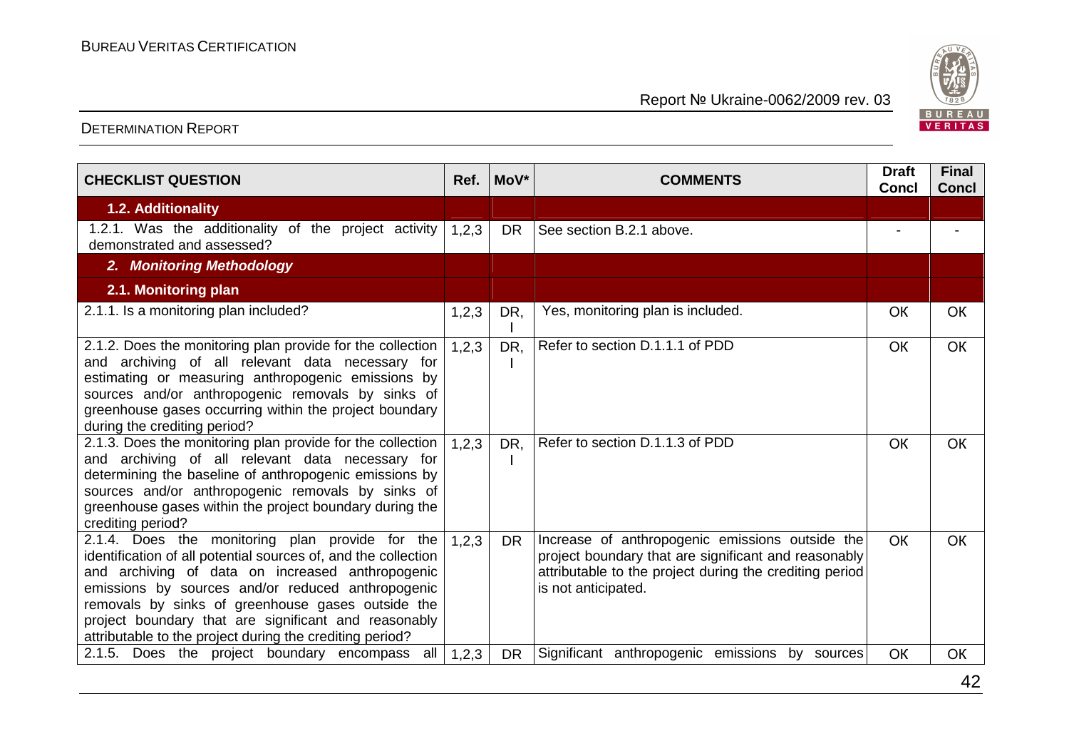| CHECKLIST QUESTION | Ref. | MoV* | COMMENTS | Draft Concl | Final Concl |
|---|---|---|---|---|---|
| **1.2. Additionality** | | | | | |
| 1.2.1. Was the additionality of the project activity demonstrated and assessed? | 1,2,3 | DR | See section B.2.1 above. | - | - |
| ***2. Monitoring Methodology*** | | | | | |
| **2.1. Monitoring plan** | | | | | |
| 2.1.1. Is a monitoring plan included? | 1,2,3 | DR, I | Yes, monitoring plan is included. | OK | OK |
| 2.1.2. Does the monitoring plan provide for the collection and archiving of all relevant data necessary for estimating or measuring anthropogenic emissions by sources and/or anthropogenic removals by sinks of greenhouse gases occurring within the project boundary during the crediting period? | 1,2,3 | DR, I | Refer to section D.1.1.1 of PDD | OK | OK |
| 2.1.3. Does the monitoring plan provide for the collection and archiving of all relevant data necessary for determining the baseline of anthropogenic emissions by sources and/or anthropogenic removals by sinks of greenhouse gases within the project boundary during the crediting period? | 1,2,3 | DR, I | Refer to section D.1.1.3 of PDD | OK | OK |
| 2.1.4. Does the monitoring plan provide for the identification of all potential sources of, and the collection and archiving of data on increased anthropogenic emissions by sources and/or reduced anthropogenic removals by sinks of greenhouse gases outside the project boundary that are significant and reasonably attributable to the project during the crediting period? | 1,2,3 | DR | Increase of anthropogenic emissions outside the project boundary that are significant and reasonably attributable to the project during the crediting period is not anticipated. | OK | OK |
| 2.1.5. Does the project boundary encompass all | 1,2,3 | DR | Significant anthropogenic emissions by sources | OK | OK |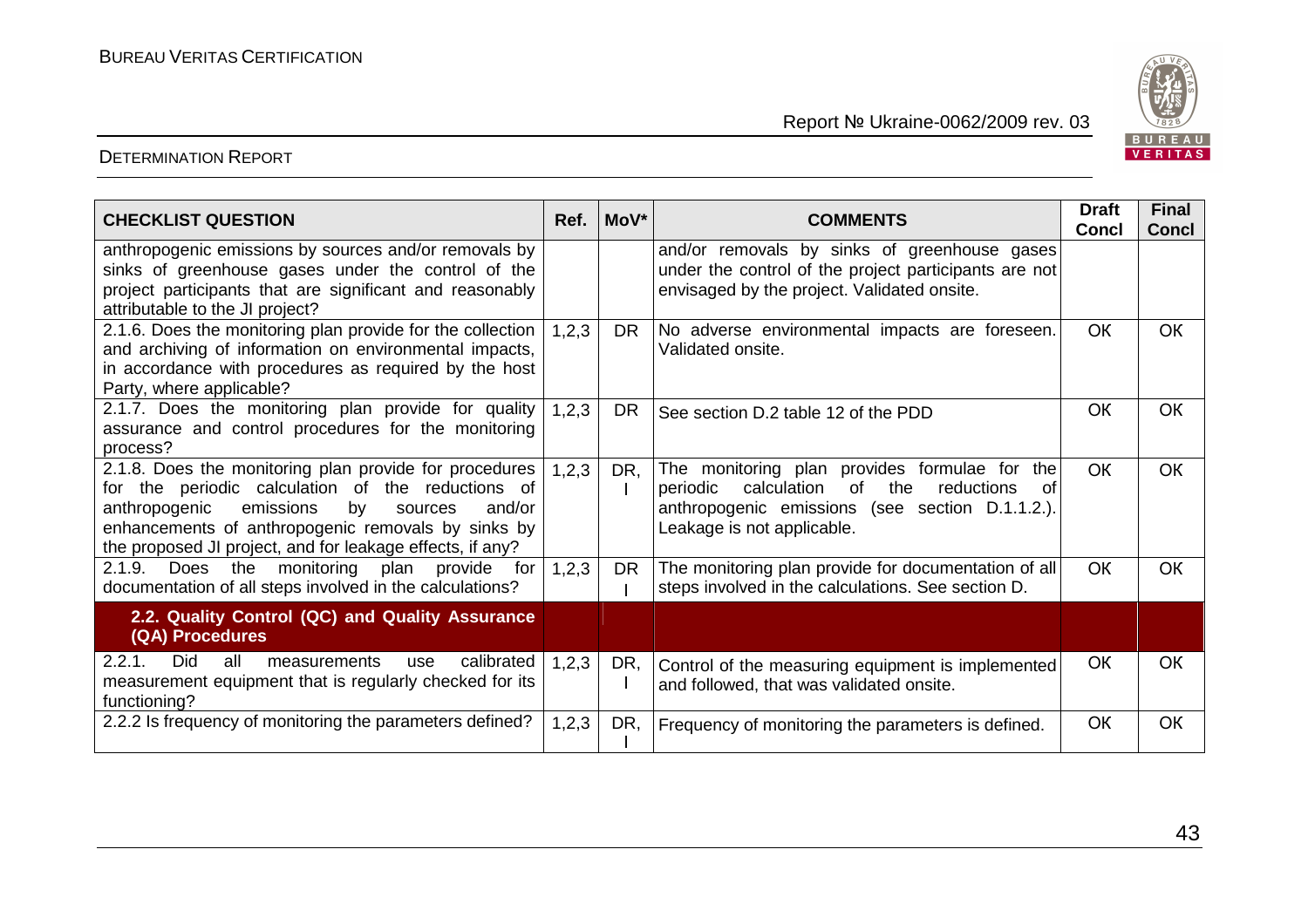| CHECKLIST QUESTION | Ref. | MoV* | COMMENTS | Draft Concl | Final Concl |
|---|---|---|---|---|---|
| anthropogenic emissions by sources and/or removals by sinks of greenhouse gases under the control of the project participants that are significant and reasonably attributable to the JI project? | | | and/or removals by sinks of greenhouse gases under the control of the project participants are not envisaged by the project. Validated onsite. | | |
| 2.1.6. Does the monitoring plan provide for the collection and archiving of information on environmental impacts, in accordance with procedures as required by the host Party, where applicable? | 1,2,3 | DR | No adverse environmental impacts are foreseen. Validated onsite. | OK | OK |
| 2.1.7. Does the monitoring plan provide for quality assurance and control procedures for the monitoring process? | 1,2,3 | DR | See section D.2 table 12 of the PDD | OK | OK |
| 2.1.8. Does the monitoring plan provide for procedures for the periodic calculation of the reductions of anthropogenic emissions by sources and/or enhancements of anthropogenic removals by sinks by the proposed JI project, and for leakage effects, if any? | 1,2,3 | DR, I | The monitoring plan provides formulae for the periodic calculation of the reductions of anthropogenic emissions (see section D.1.1.2.). Leakage is not applicable. | OK | OK |
| 2.1.9. Does the monitoring plan provide for documentation of all steps involved in the calculations? | 1,2,3 | DR I | The monitoring plan provide for documentation of all steps involved in the calculations. See section D. | OK | OK |
| **2.2. Quality Control (QC) and Quality Assurance (QA) Procedures** | | | | | |
| 2.2.1. Did all measurements use calibrated measurement equipment that is regularly checked for its functioning? | 1,2,3 | DR, I | Control of the measuring equipment is implemented and followed, that was validated onsite. | OK | OK |
| 2.2.2 Is frequency of monitoring the parameters defined? | 1,2,3 | DR, I | Frequency of monitoring the parameters is defined. | OK | OK |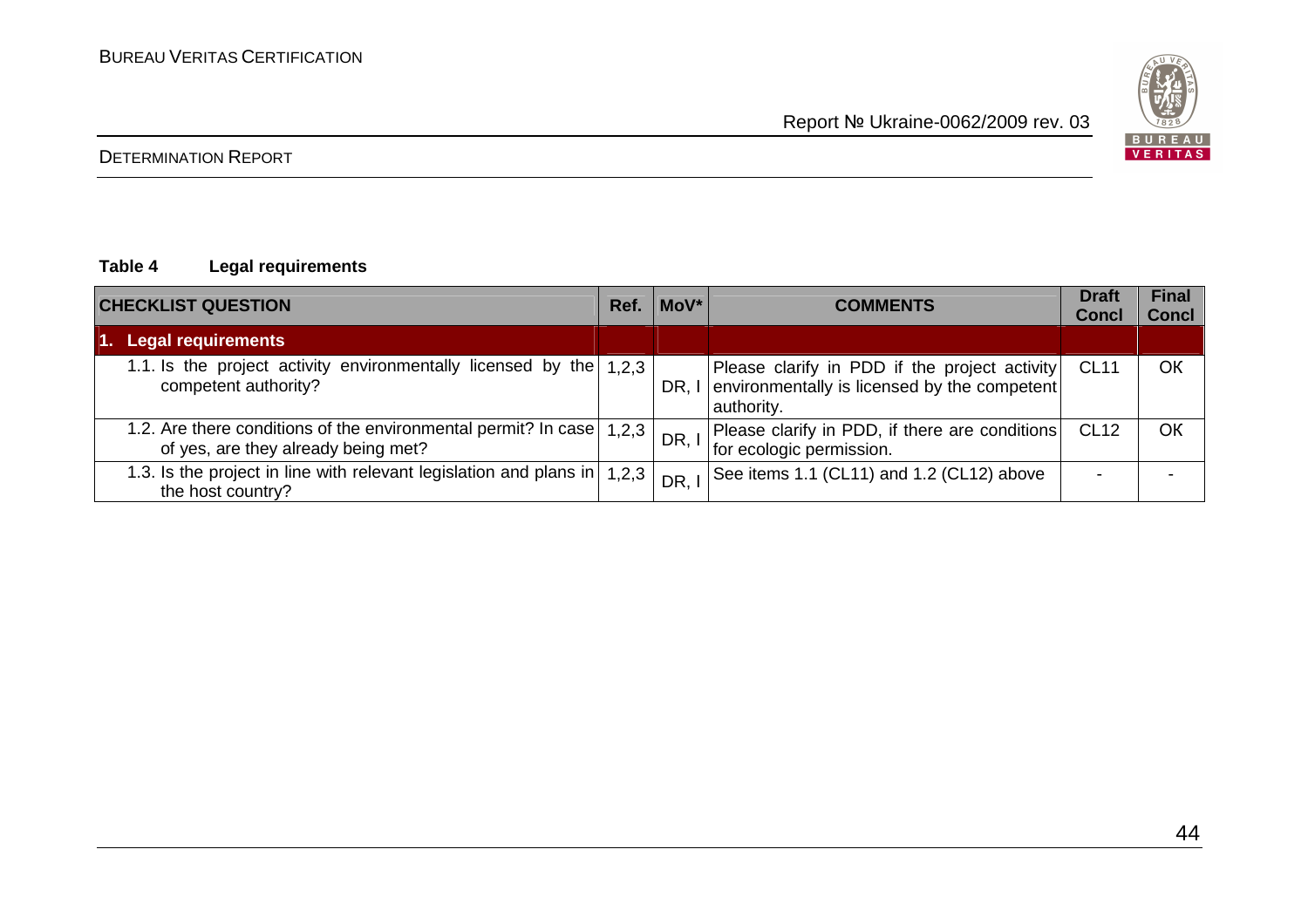**Table 4 Legal requirements**

| CHECKLIST QUESTION | Ref. | MoV* | COMMENTS | Draft Concl | Final Concl |
|---|---|---|---|---|---|
| **1. Legal requirements** | | | | | |
| 1.1. Is the project activity environmentally licensed by the competent authority? | 1,2,3 | DR, I | Please clarify in PDD if the project activity environmentally is licensed by the competent authority. | CL11 | OK |
| 1.2. Are there conditions of the environmental permit? In case of yes, are they already being met? | 1,2,3 | DR, I | Please clarify in PDD, if there are conditions for ecologic permission. | CL12 | OK |
| 1.3. Is the project in line with relevant legislation and plans in the host country? | 1,2,3 | DR, I | See items 1.1 (CL11) and 1.2 (CL12) above | - | - |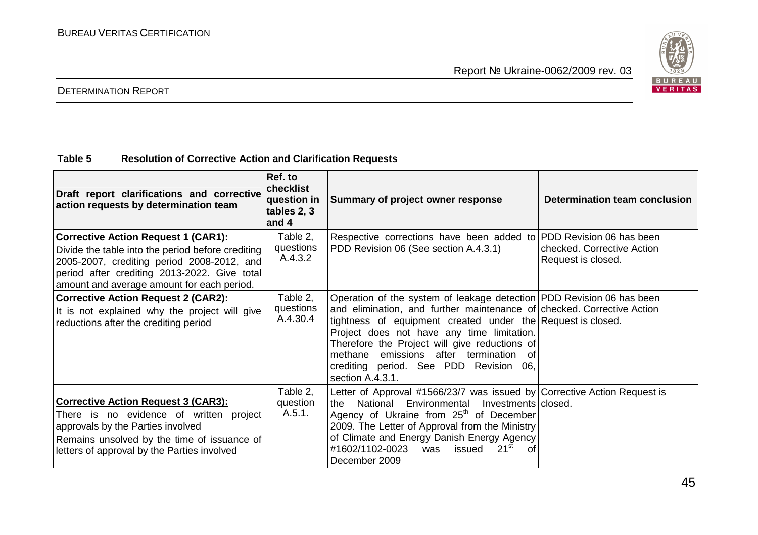**Table 5 Resolution of Corrective Action and Clarification Requests**

| Draft report clarifications and corrective action requests by determination team | Ref. to checklist question in tables 2, 3 and 4 | Summary of project owner response | Determination team conclusion |
|---|---|---|---|
| **Corrective Action Request 1 (CAR1):** Divide the table into the period before crediting 2005-2007, crediting period 2008-2012, and period after crediting 2013-2022. Give total amount and average amount for each period. | Table 2, questions A.4.3.2 | Respective corrections have been added to PDD Revision 06 (See section A.4.3.1) | PDD Revision 06 has been checked. Corrective Action Request is closed. |
| **Corrective Action Request 2 (CAR2):** It is not explained why the project will give reductions after the crediting period | Table 2, questions A.4.30.4 | Operation of the system of leakage detection and elimination, and further maintenance of tightness of equipment created under the Project does not have any time limitation. Therefore the Project will give reductions of methane emissions after termination of crediting period. See PDD Revision 06, section A.4.3.1. | PDD Revision 06 has been checked. Corrective Action Request is closed. |
| **Corrective Action Request 3 (CAR3):** There is no evidence of written project approvals by the Parties involved<br>Remains unsolved by the time of issuance of letters of approval by the Parties involved | Table 2, question A.5.1. | Letter of Approval #1566/23/7 was issued by the National Environmental Investments Agency of Ukraine from 25th of December 2009. The Letter of Approval from the Ministry of Climate and Energy Danish Energy Agency #1602/1102-0023 was issued 21st of December 2009 | Corrective Action Request is closed. |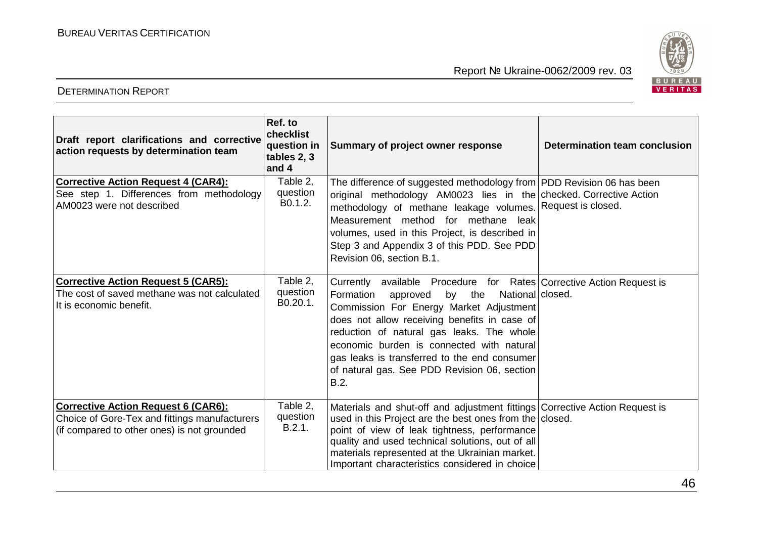| Draft report clarifications and corrective action requests by determination team | Ref. to checklist question in tables 2, 3 and 4 | Summary of project owner response | Determination team conclusion |
|---|---|---|---|
| **Corrective Action Request 4 (CAR4):** See step 1. Differences from methodology AM0023 were not described | Table 2, question B0.1.2. | The difference of suggested methodology from original methodology AM0023 lies in the methodology of methane leakage volumes. Measurement method for methane leak volumes, used in this Project, is described in Step 3 and Appendix 3 of this PDD. See PDD Revision 06, section B.1. | PDD Revision 06 has been checked. Corrective Action Request is closed. |
| **Corrective Action Request 5 (CAR5):** The cost of saved methane was not calculated It is economic benefit. | Table 2, question B0.20.1. | Currently available Procedure for Rates Formation approved by the National Commission For Energy Market Adjustment does not allow receiving benefits in case of reduction of natural gas leaks. The whole economic burden is connected with natural gas leaks is transferred to the end consumer of natural gas. See PDD Revision 06, section B.2. | Corrective Action Request is closed. |
| **Corrective Action Request 6 (CAR6):** Choice of Gore-Tex and fittings manufacturers (if compared to other ones) is not grounded | Table 2, question B.2.1. | Materials and shut-off and adjustment fittings used in this Project are the best ones from the point of view of leak tightness, performance quality and used technical solutions, out of all materials represented at the Ukrainian market. Important characteristics considered in choice | Corrective Action Request is closed. |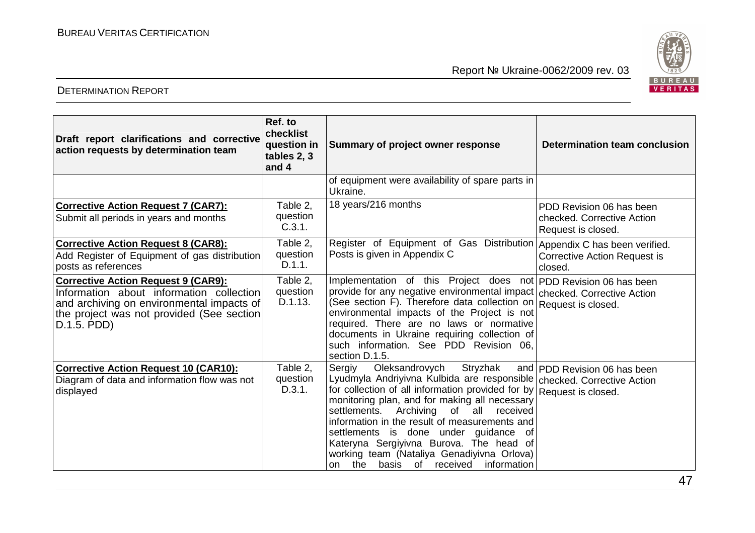| Draft report clarifications and corrective action requests by determination team | Ref. to checklist question in tables 2, 3 and 4 | Summary of project owner response | Determination team conclusion |
|---|---|---|---|
| | | of equipment were availability of spare parts in Ukraine. | |
| **Corrective Action Request 7 (CAR7):** Submit all periods in years and months | Table 2, question C.3.1. | 18 years/216 months | PDD Revision 06 has been checked. Corrective Action Request is closed. |
| **Corrective Action Request 8 (CAR8):** Add Register of Equipment of gas distribution posts as references | Table 2, question D.1.1. | Register of Equipment of Gas Distribution Posts is given in Appendix C | Appendix C has been verified. Corrective Action Request is closed. |
| **Corrective Action Request 9 (CAR9):** Information about information collection and archiving on environmental impacts of the project was not provided (See section D.1.5. PDD) | Table 2, question D.1.13. | Implementation of this Project does not provide for any negative environmental impact (See section F). Therefore data collection on environmental impacts of the Project is not required. There are no laws or normative documents in Ukraine requiring collection of such information. See PDD Revision 06, section D.1.5. | PDD Revision 06 has been checked. Corrective Action Request is closed. |
| **Corrective Action Request 10 (CAR10):** Diagram of data and information flow was not displayed | Table 2, question D.3.1. | Sergiy Oleksandrovych Stryzhak and Lyudmyla Andriyivna Kulbida are responsible for collection of all information provided for by monitoring plan, and for making all necessary settlements. Archiving of all received information in the result of measurements and settlements is done under guidance of Kateryna Sergiyivna Burova. The head of working team (Nataliya Genadiyivna Orlova) on the basis of received information | PDD Revision 06 has been checked. Corrective Action Request is closed. |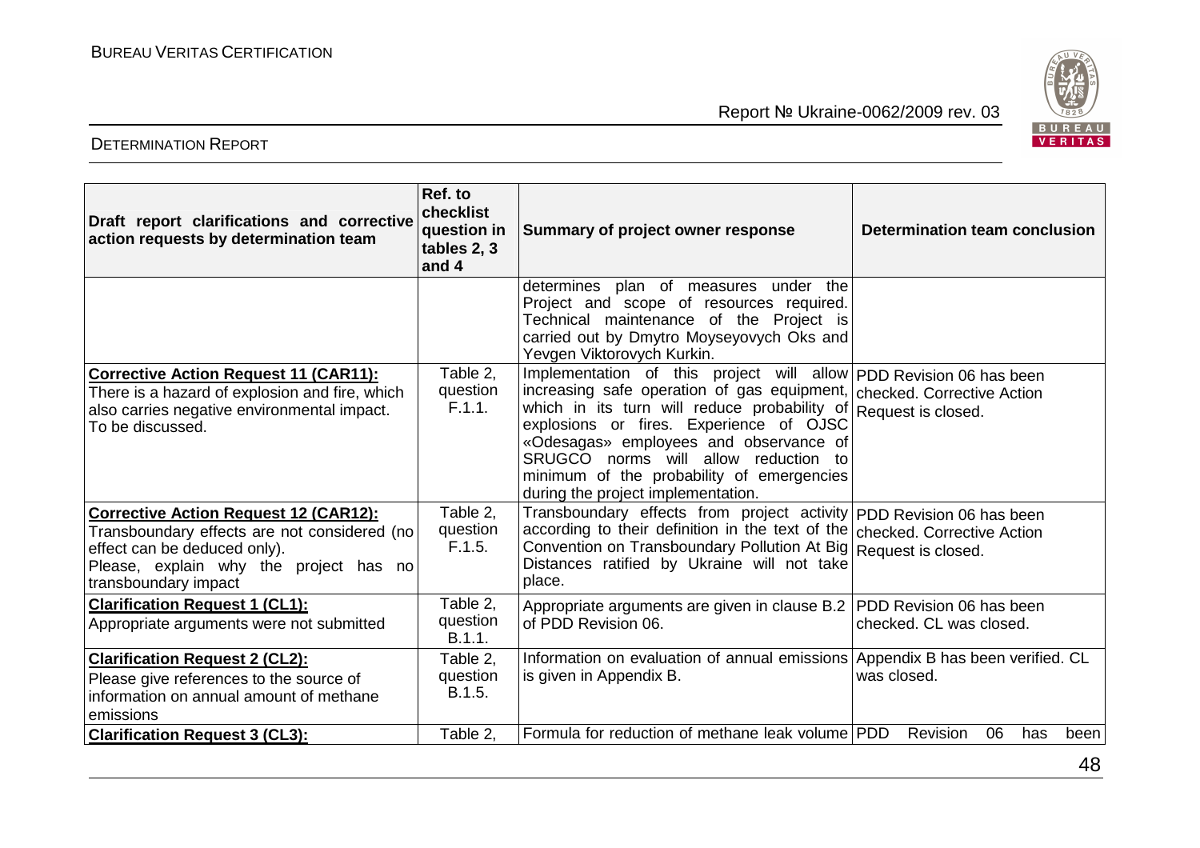| Draft report clarifications and corrective action requests by determination team | Ref. to checklist question in tables 2, 3 and 4 | Summary of project owner response | Determination team conclusion |
|---|---|---|---|
| | | determines plan of measures under the Project and scope of resources required. Technical maintenance of the Project is carried out by Dmytro Moyseyovych Oks and Yevgen Viktorovych Kurkin. | |
| **Corrective Action Request 11 (CAR11):** There is a hazard of explosion and fire, which also carries negative environmental impact. To be discussed. | Table 2, question F.1.1. | Implementation of this project will allow increasing safe operation of gas equipment, which in its turn will reduce probability of explosions or fires. Experience of OJSC «Odesagas» employees and observance of SRUGCO norms will allow reduction to minimum of the probability of emergencies during the project implementation. | PDD Revision 06 has been checked. Corrective Action Request is closed. |
| **Corrective Action Request 12 (CAR12):** Transboundary effects are not considered (no effect can be deduced only). Please, explain why the project has no transboundary impact | Table 2, question F.1.5. | Transboundary effects from project activity according to their definition in the text of the Convention on Transboundary Pollution At Big Distances ratified by Ukraine will not take place. | PDD Revision 06 has been checked. Corrective Action Request is closed. |
| **Clarification Request 1 (CL1):** Appropriate arguments were not submitted | Table 2, question B.1.1. | Appropriate arguments are given in clause B.2 of PDD Revision 06. | PDD Revision 06 has been checked. CL was closed. |
| **Clarification Request 2 (CL2):** Please give references to the source of information on annual amount of methane emissions | Table 2, question B.1.5. | Information on evaluation of annual emissions is given in Appendix B. | Appendix B has been verified. CL was closed. |
| **Clarification Request 3 (CL3):** | Table 2, | Formula for reduction of methane leak volume | PDD Revision 06 has been |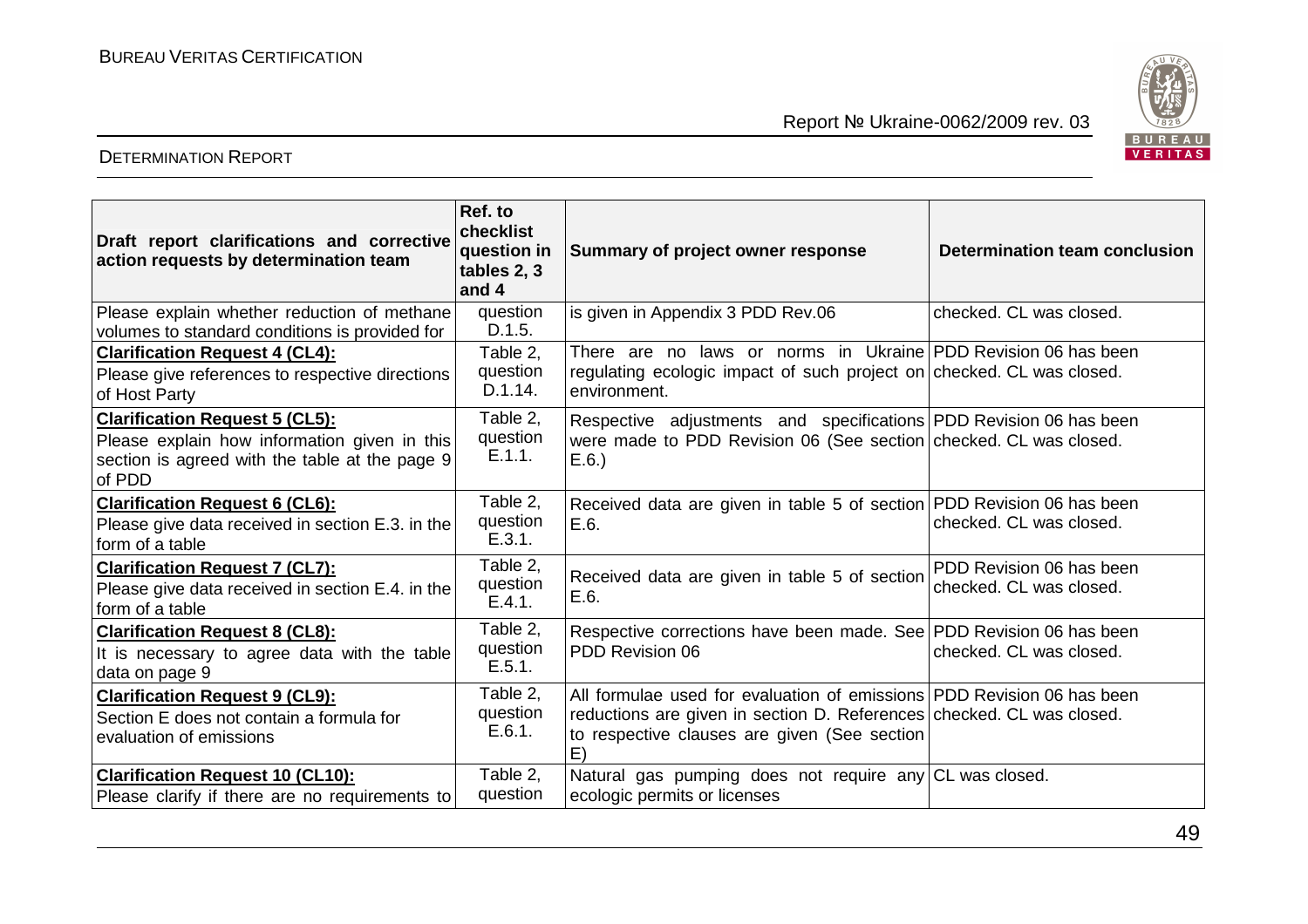| Draft report clarifications and corrective action requests by determination team | Ref. to checklist question in tables 2, 3 and 4 | Summary of project owner response | Determination team conclusion |
|---|---|---|---|
| Please explain whether reduction of methane volumes to standard conditions is provided for | question D.1.5. | is given in Appendix 3 PDD Rev.06 | checked. CL was closed. |
| **Clarification Request 4 (CL4):** Please give references to respective directions of Host Party | Table 2, question D.1.14. | There are no laws or norms in Ukraine regulating ecologic impact of such project on environment. | PDD Revision 06 has been checked. CL was closed. |
| **Clarification Request 5 (CL5):** Please explain how information given in this section is agreed with the table at the page 9 of PDD | Table 2, question E.1.1. | Respective adjustments and specifications were made to PDD Revision 06 (See section E.6.) | PDD Revision 06 has been checked. CL was closed. |
| **Clarification Request 6 (CL6):** Please give data received in section E.3. in the form of a table | Table 2, question E.3.1. | Received data are given in table 5 of section E.6. | PDD Revision 06 has been checked. CL was closed. |
| **Clarification Request 7 (CL7):** Please give data received in section E.4. in the form of a table | Table 2, question E.4.1. | Received data are given in table 5 of section E.6. | PDD Revision 06 has been checked. CL was closed. |
| **Clarification Request 8 (CL8):** It is necessary to agree data with the table data on page 9 | Table 2, question E.5.1. | Respective corrections have been made. See PDD Revision 06 | PDD Revision 06 has been checked. CL was closed. |
| **Clarification Request 9 (CL9):** Section E does not contain a formula for evaluation of emissions | Table 2, question E.6.1. | All formulae used for evaluation of emissions reductions are given in section D. References to respective clauses are given (See section E) | PDD Revision 06 has been checked. CL was closed. |
| **Clarification Request 10 (CL10):** Please clarify if there are no requirements to | Table 2, question | Natural gas pumping does not require any ecologic permits or licenses | CL was closed. |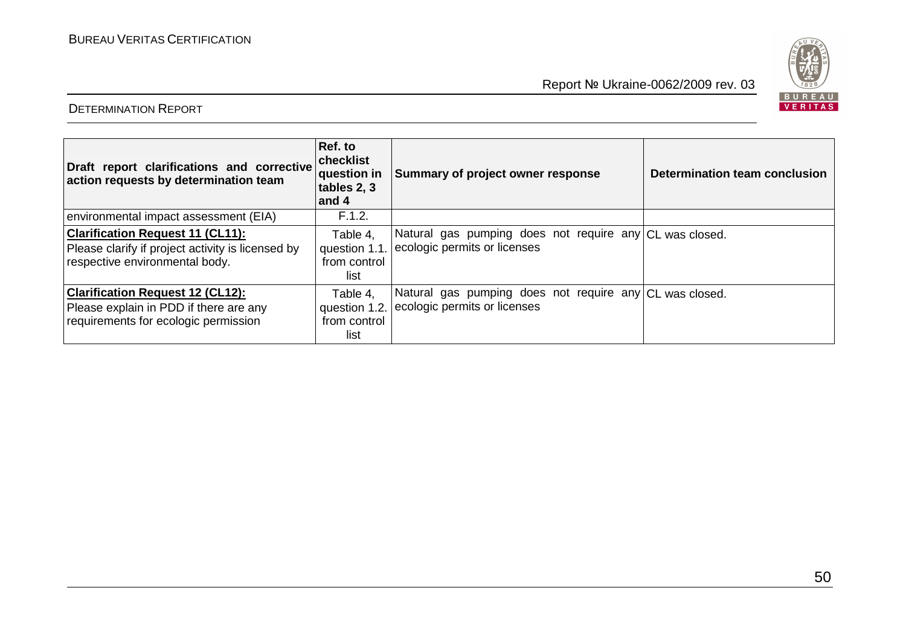| Draft report clarifications and corrective action requests by determination team | Ref. to checklist question in tables 2, 3 and 4 | Summary of project owner response | Determination team conclusion |
|---|---|---|---|
| environmental impact assessment (EIA) | F.1.2. | | |
| **Clarification Request 11 (CL11):** Please clarify if project activity is licensed by respective environmental body. | Table 4, question 1.1. from control list | Natural gas pumping does not require any ecologic permits or licenses | CL was closed. |
| **Clarification Request 12 (CL12):** Please explain in PDD if there are any requirements for ecologic permission | Table 4, question 1.2. from control list | Natural gas pumping does not require any ecologic permits or licenses | CL was closed. |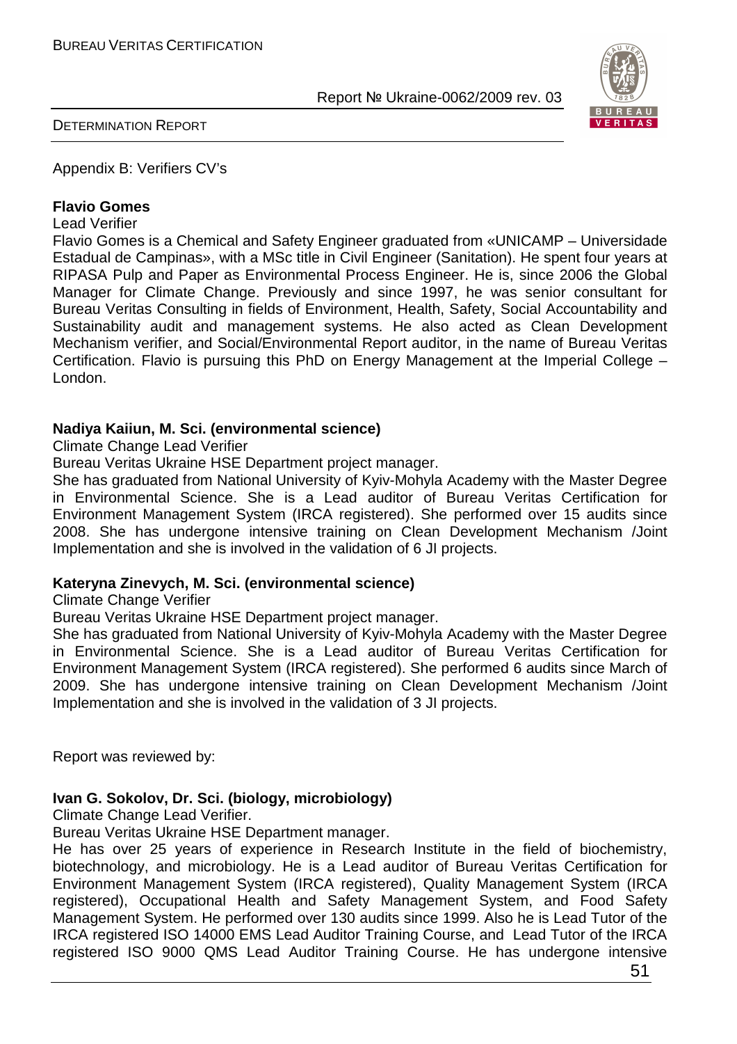Appendix B: Verifiers CV's

**Flavio Gomes**

Lead Verifier

Flavio Gomes is a Chemical and Safety Engineer graduated from «UNICAMP – Universidade Estadual de Campinas», with a MSc title in Civil Engineer (Sanitation). He spent four years at RIPASA Pulp and Paper as Environmental Process Engineer. He is, since 2006 the Global Manager for Climate Change. Previously and since 1997, he was senior consultant for Bureau Veritas Consulting in fields of Environment, Health, Safety, Social Accountability and Sustainability audit and management systems. He also acted as Clean Development Mechanism verifier, and Social/Environmental Report auditor, in the name of Bureau Veritas Certification. Flavio is pursuing this PhD on Energy Management at the Imperial College – London.

**Nadiya Kaiiun, M. Sci. (environmental science)**

Climate Change Lead Verifier

Bureau Veritas Ukraine HSE Department project manager.

She has graduated from National University of Kyiv-Mohyla Academy with the Master Degree in Environmental Science. She is a Lead auditor of Bureau Veritas Certification for Environment Management System (IRCA registered). She performed over 15 audits since 2008. She has undergone intensive training on Clean Development Mechanism /Joint Implementation and she is involved in the validation of 6 JI projects.

**Kateryna Zinevych, M. Sci. (environmental science)**

Climate Change Verifier

Bureau Veritas Ukraine HSE Department project manager.

She has graduated from National University of Kyiv-Mohyla Academy with the Master Degree in Environmental Science. She is a Lead auditor of Bureau Veritas Certification for Environment Management System (IRCA registered). She performed 6 audits since March of 2009. She has undergone intensive training on Clean Development Mechanism /Joint Implementation and she is involved in the validation of 3 JI projects.

Report was reviewed by:

**Ivan G. Sokolov, Dr. Sci. (biology, microbiology)**

Climate Change Lead Verifier.

Bureau Veritas Ukraine HSE Department manager.

He has over 25 years of experience in Research Institute in the field of biochemistry, biotechnology, and microbiology. He is a Lead auditor of Bureau Veritas Certification for Environment Management System (IRCA registered), Quality Management System (IRCA registered), Occupational Health and Safety Management System, and Food Safety Management System. He performed over 130 audits since 1999. Also he is Lead Tutor of the IRCA registered ISO 14000 EMS Lead Auditor Training Course, and Lead Tutor of the IRCA registered ISO 9000 QMS Lead Auditor Training Course. He has undergone intensive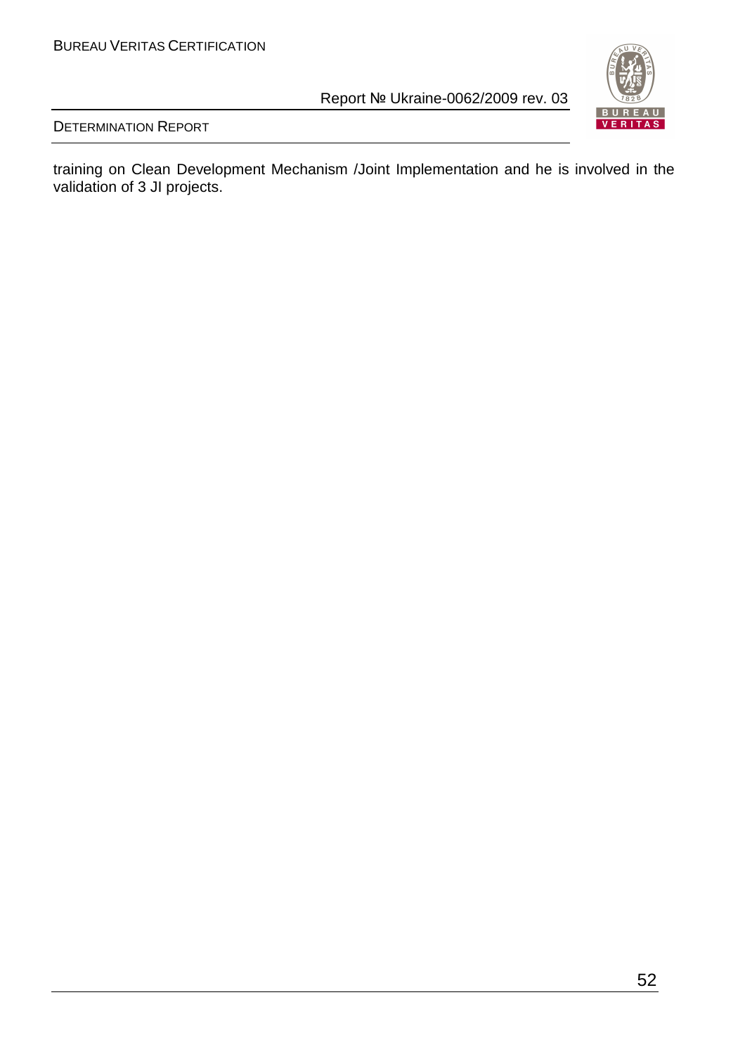training on Clean Development Mechanism /Joint Implementation and he is involved in the validation of 3 JI projects.